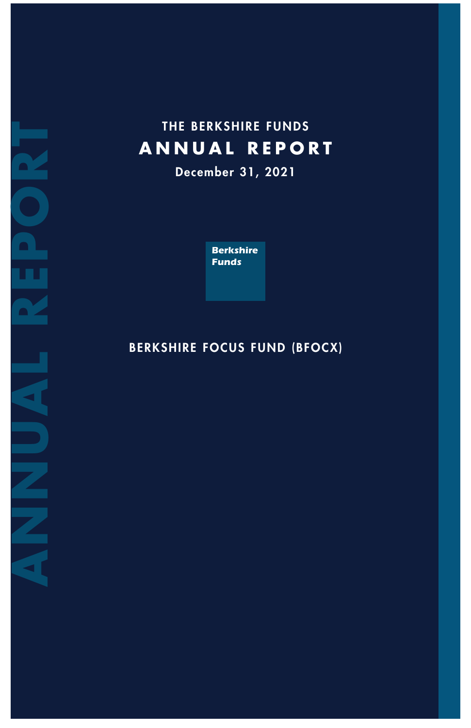# THE BERKSHIRE FUNDS

# ANNUAL REPORT

December 31, 2021

**Berkshire Funds**

## BERKSHIRE FOCUS FUND (BFOCX)

ANNUAL REPORT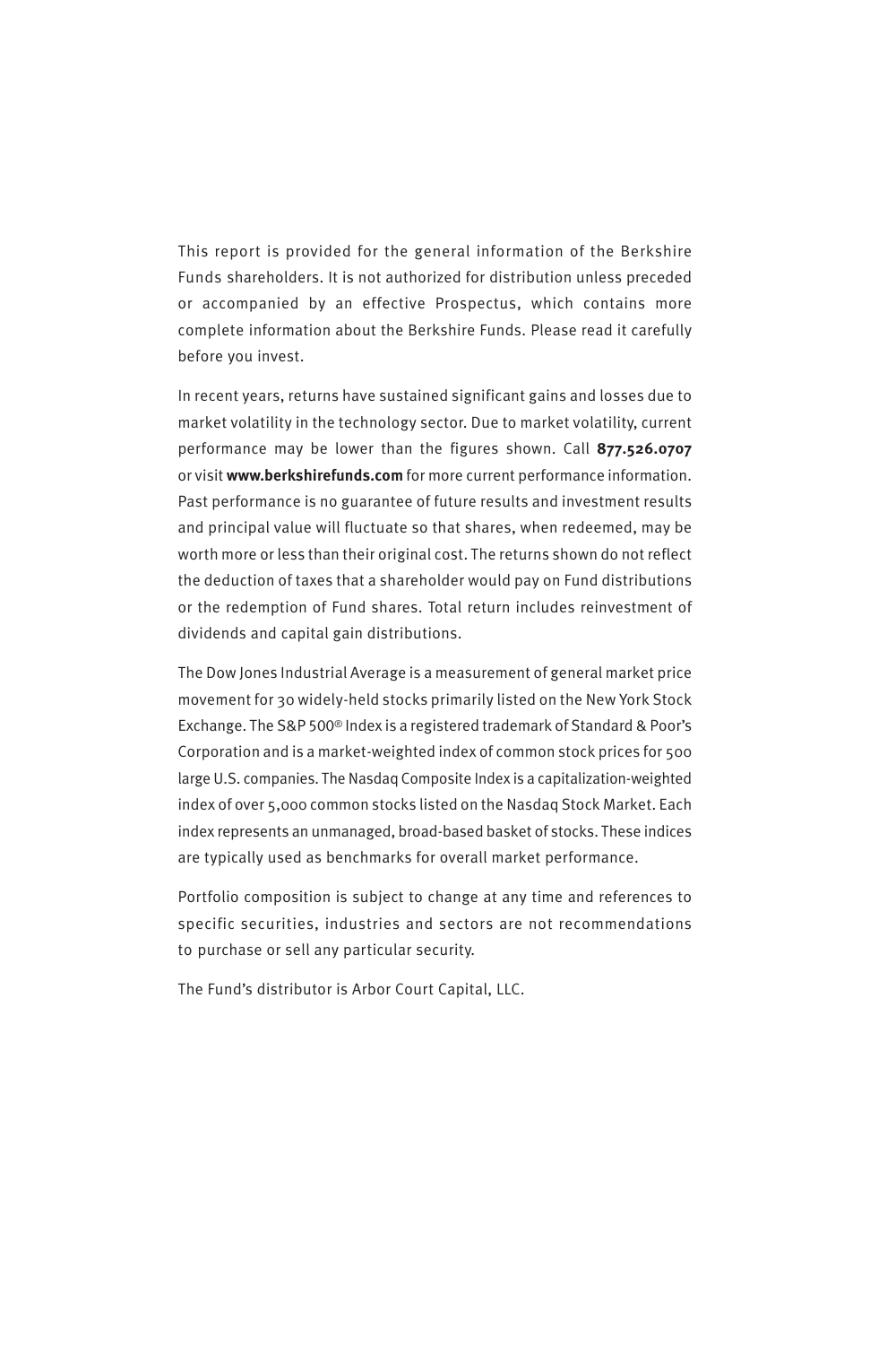This report is provided for the general information of the Berkshire Funds shareholders. It is not authorized for distribution unless preceded or accompanied by an effective Prospectus, which contains more complete information about the Berkshire Funds. Please read it carefully before you invest.

In recent years, returns have sustained significant gains and losses due to market volatility in the technology sector. Due to market volatility, current performance may be lower than the figures shown. Call **877.526.0707** or visit **www.berkshirefunds.com** for more current performance information. Past performance is no guarantee of future results and investment results and principal value will fluctuate so that shares, when redeemed, may be worth more or less than their original cost. The returns shown do not reflect the deduction of taxes that a shareholder would pay on Fund distributions or the redemption of Fund shares. Total return includes reinvestment of dividends and capital gain distributions.

The Dow Jones Industrial Average is a measurement of general market price movement for 30 widely-held stocks primarily listed on the New York Stock Exchange. The S&P 500® Index is a registered trademark of Standard & Poor's Corporation and is a market-weighted index of common stock prices for 500 large U.S. companies. The Nasdaq Composite Index is a capitalization-weighted index of over 5,000 common stocks listed on the Nasdaq Stock Market. Each index represents an unmanaged, broad-based basket of stocks. These indices are typically used as benchmarks for overall market performance.

Portfolio composition is subject to change at any time and references to specific securities, industries and sectors are not recommendations to purchase or sell any particular security.

The Fund's distributor is Arbor Court Capital, LLC.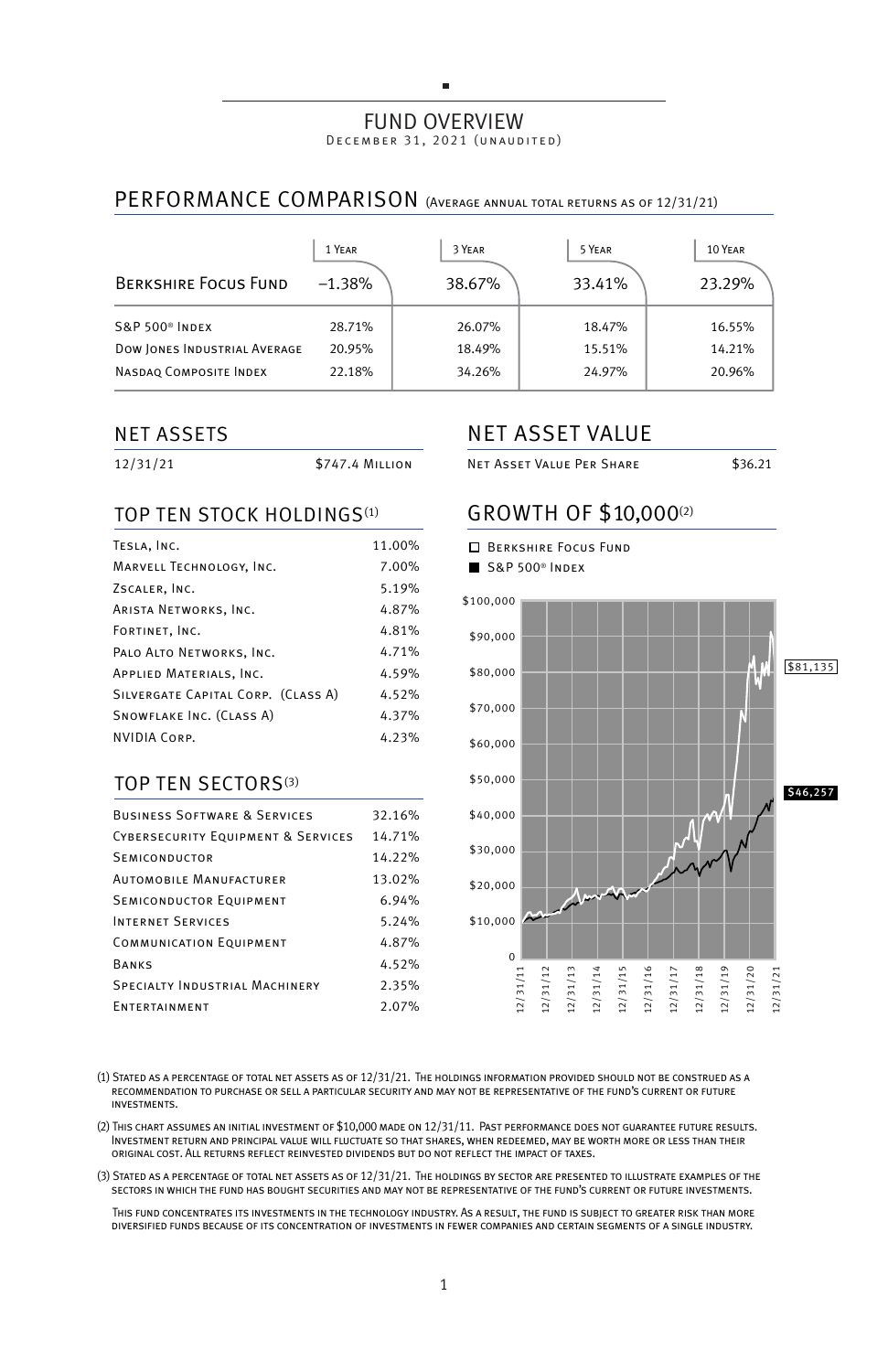# FUND OVERVIEW

December 31, 2021 (unaudited)

## PERFORMANCE COMPARISON (Average annual total returns as of 12/31/21)

| | 1 Year | 3 Year | 5 Year | 10 Year |
|---|---|---|---|---|
| Berkshire Focus Fund | –1.38% | 38.67% | 33.41% | 23.29% |
| S&P 500® Index | 28.71% | 26.07% | 18.47% | 16.55% |
| Dow Jones Industrial Average | 20.95% | 18.49% | 15.51% | 14.21% |
| Nasdaq Composite Index | 22.18% | 34.26% | 24.97% | 20.96% |

## NET ASSETS

| | |
|---|---|
| 12/31/21 | $747.4 Million |

## NET ASSET VALUE

| | |
|---|---|
| Net Asset Value Per Share | $36.21 |

## TOP TEN STOCK HOLDINGS(1)

| | |
|---|---|
| Tesla, Inc. | 11.00% |
| Marvell Technology, Inc. | 7.00% |
| Zscaler, Inc. | 5.19% |
| Arista Networks, Inc. | 4.87% |
| Fortinet, Inc. | 4.81% |
| Palo Alto Networks, Inc. | 4.71% |
| Applied Materials, Inc. | 4.59% |
| Silvergate Capital Corp. (Class A) | 4.52% |
| Snowflake Inc. (Class A) | 4.37% |
| NVIDIA Corp. | 4.23% |

## TOP TEN SECTORS(3)

| | |
|---|---|
| Business Software & Services | 32.16% |
| Cybersecurity Equipment & Services | 14.71% |
| Semiconductor | 14.22% |
| Automobile Manufacturer | 13.02% |
| Semiconductor Equipment | 6.94% |
| Internet Services | 5.24% |
| Communication Equipment | 4.87% |
| Banks | 4.52% |
| Specialty Industrial Machinery | 2.35% |
| Entertainment | 2.07% |

## GROWTH OF $10,000(2)

☐ Berkshire Focus Fund — $81,135

■ S&P 500® Index — $46,257

(1) Stated as a percentage of total net assets as of 12/31/21. The holdings information provided should not be construed as a recommendation to purchase or sell a particular security and may not be representative of the fund's current or future investments.

(2) This chart assumes an initial investment of $10,000 made on 12/31/11. Past performance does not guarantee future results. Investment return and principal value will fluctuate so that shares, when redeemed, may be worth more or less than their original cost. All returns reflect reinvested dividends but do not reflect the impact of taxes.

(3) Stated as a percentage of total net assets as of 12/31/21. The holdings by sector are presented to illustrate examples of the sectors in which the fund has bought securities and may not be representative of the fund's current or future investments.

This fund concentrates its investments in the technology industry. As a result, the fund is subject to greater risk than more diversified funds because of its concentration of investments in fewer companies and certain segments of a single industry.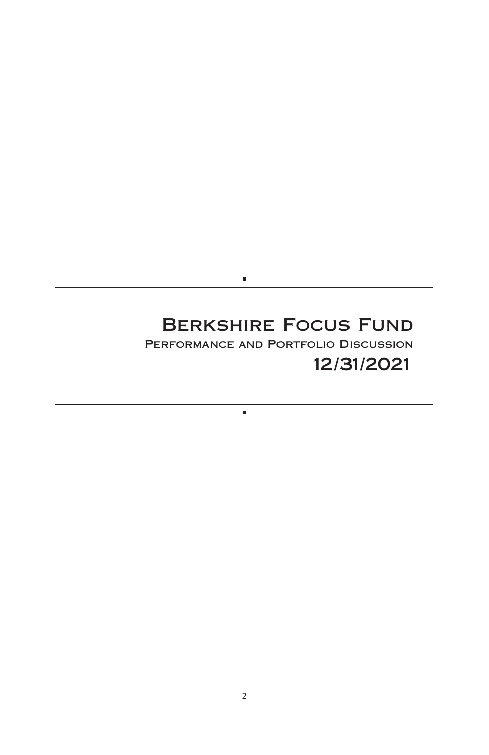# Berkshire Focus Fund

## Performance and Portfolio Discussion

## 12/31/2021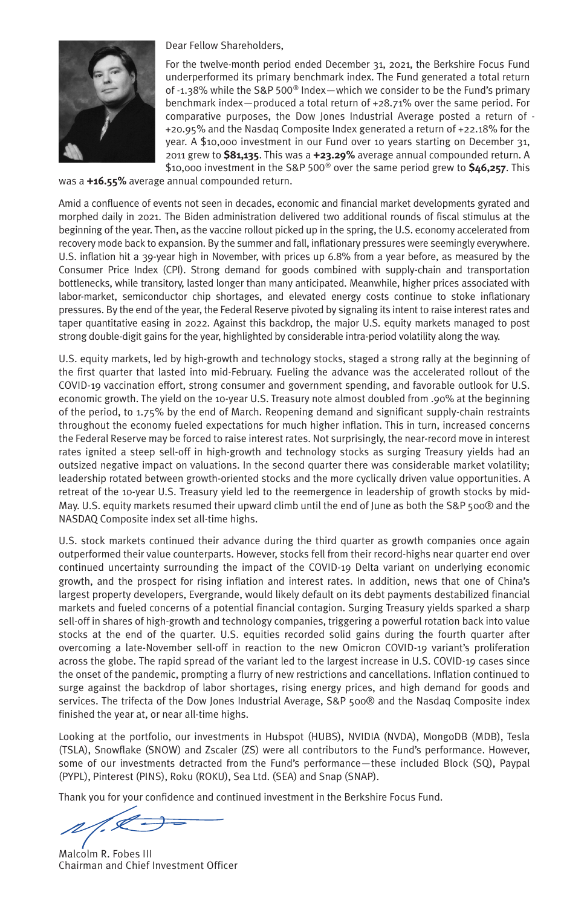Dear Fellow Shareholders,

For the twelve-month period ended December 31, 2021, the Berkshire Focus Fund underperformed its primary benchmark index. The Fund generated a total return of -1.38% while the S&P 500® Index—which we consider to be the Fund's primary benchmark index—produced a total return of +28.71% over the same period. For comparative purposes, the Dow Jones Industrial Average posted a return of +20.95% and the Nasdaq Composite Index generated a return of +22.18% for the year. A $10,000 investment in our Fund over 10 years starting on December 31, 2011 grew to **$81,135**. This was a **+23.29%** average annual compounded return. A $10,000 investment in the S&P 500® over the same period grew to **$46,257**. This was a **+16.55%** average annual compounded return.

Amid a confluence of events not seen in decades, economic and financial market developments gyrated and morphed daily in 2021. The Biden administration delivered two additional rounds of fiscal stimulus at the beginning of the year. Then, as the vaccine rollout picked up in the spring, the U.S. economy accelerated from recovery mode back to expansion. By the summer and fall, inflationary pressures were seemingly everywhere. U.S. inflation hit a 39-year high in November, with prices up 6.8% from a year before, as measured by the Consumer Price Index (CPI). Strong demand for goods combined with supply-chain and transportation bottlenecks, while transitory, lasted longer than many anticipated. Meanwhile, higher prices associated with labor-market, semiconductor chip shortages, and elevated energy costs continue to stoke inflationary pressures. By the end of the year, the Federal Reserve pivoted by signaling its intent to raise interest rates and taper quantitative easing in 2022. Against this backdrop, the major U.S. equity markets managed to post strong double-digit gains for the year, highlighted by considerable intra-period volatility along the way.

U.S. equity markets, led by high-growth and technology stocks, staged a strong rally at the beginning of the first quarter that lasted into mid-February. Fueling the advance was the accelerated rollout of the COVID-19 vaccination effort, strong consumer and government spending, and favorable outlook for U.S. economic growth. The yield on the 10-year U.S. Treasury note almost doubled from .90% at the beginning of the period, to 1.75% by the end of March. Reopening demand and significant supply-chain restraints throughout the economy fueled expectations for much higher inflation. This in turn, increased concerns the Federal Reserve may be forced to raise interest rates. Not surprisingly, the near-record move in interest rates ignited a steep sell-off in high-growth and technology stocks as surging Treasury yields had an outsized negative impact on valuations. In the second quarter there was considerable market volatility; leadership rotated between growth-oriented stocks and the more cyclically driven value opportunities. A retreat of the 10-year U.S. Treasury yield led to the reemergence in leadership of growth stocks by mid-May. U.S. equity markets resumed their upward climb until the end of June as both the S&P 500® and the NASDAQ Composite index set all-time highs.

U.S. stock markets continued their advance during the third quarter as growth companies once again outperformed their value counterparts. However, stocks fell from their record-highs near quarter end over continued uncertainty surrounding the impact of the COVID-19 Delta variant on underlying economic growth, and the prospect for rising inflation and interest rates. In addition, news that one of China's largest property developers, Evergrande, would likely default on its debt payments destabilized financial markets and fueled concerns of a potential financial contagion. Surging Treasury yields sparked a sharp sell-off in shares of high-growth and technology companies, triggering a powerful rotation back into value stocks at the end of the quarter. U.S. equities recorded solid gains during the fourth quarter after overcoming a late-November sell-off in reaction to the new Omicron COVID-19 variant's proliferation across the globe. The rapid spread of the variant led to the largest increase in U.S. COVID-19 cases since the onset of the pandemic, prompting a flurry of new restrictions and cancellations. Inflation continued to surge against the backdrop of labor shortages, rising energy prices, and high demand for goods and services. The trifecta of the Dow Jones Industrial Average, S&P 500® and the Nasdaq Composite index finished the year at, or near all-time highs.

Looking at the portfolio, our investments in Hubspot (HUBS), NVIDIA (NVDA), MongoDB (MDB), Tesla (TSLA), Snowflake (SNOW) and Zscaler (ZS) were all contributors to the Fund's performance. However, some of our investments detracted from the Fund's performance—these included Block (SQ), Paypal (PYPL), Pinterest (PINS), Roku (ROKU), Sea Ltd. (SEA) and Snap (SNAP).

Thank you for your confidence and continued investment in the Berkshire Focus Fund.

Malcolm R. Fobes III
Chairman and Chief Investment Officer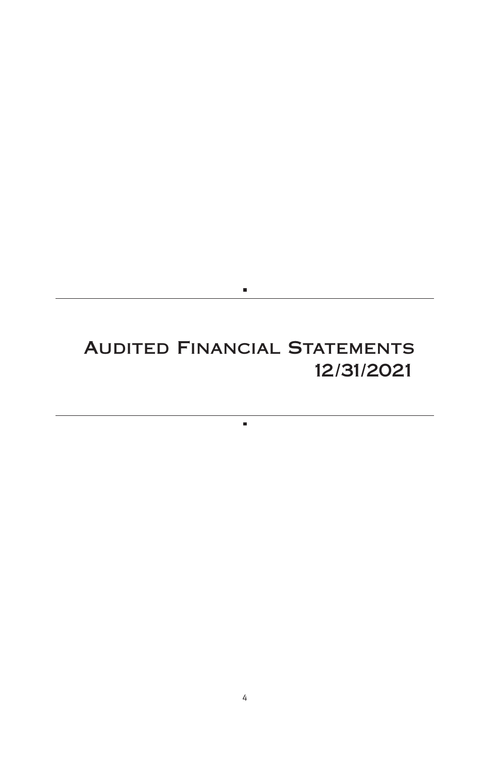# Audited Financial Statements 12/31/2021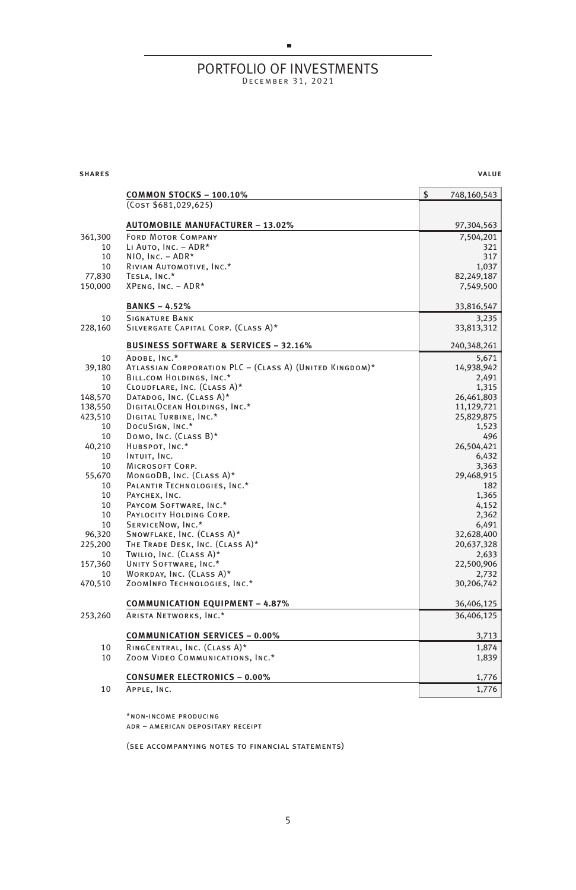## PORTFOLIO OF INVESTMENTS
December 31, 2021

| SHARES | | VALUE |
|---|---|---|
| | **COMMON STOCKS – 100.10%** | $ 748,160,543 |
| | (Cost $681,029,625) | |
| | **AUTOMOBILE MANUFACTURER – 13.02%** | 97,304,563 |
| 361,300 | Ford Motor Company | 7,504,201 |
| 10 | Li Auto, Inc. – ADR* | 321 |
| 10 | NIO, Inc. – ADR* | 317 |
| 10 | Rivian Automotive, Inc.* | 1,037 |
| 77,830 | Tesla, Inc.* | 82,249,187 |
| 150,000 | XPeng, Inc. – ADR* | 7,549,500 |
| | **BANKS – 4.52%** | 33,816,547 |
| 10 | Signature Bank | 3,235 |
| 228,160 | Silvergate Capital Corp. (Class A)* | 33,813,312 |
| | **BUSINESS SOFTWARE & SERVICES – 32.16%** | 240,348,261 |
| 10 | Adobe, Inc.* | 5,671 |
| 39,180 | Atlassian Corporation PLC – (Class A) (United Kingdom)* | 14,938,942 |
| 10 | Bill.com Holdings, Inc.* | 2,491 |
| 10 | Cloudflare, Inc. (Class A)* | 1,315 |
| 148,570 | Datadog, Inc. (Class A)* | 26,461,803 |
| 138,550 | DigitalOcean Holdings, Inc.* | 11,129,721 |
| 423,510 | Digital Turbine, Inc.* | 25,829,875 |
| 10 | DocuSign, Inc.* | 1,523 |
| 10 | Domo, Inc. (Class B)* | 496 |
| 40,210 | HubSpot, Inc.* | 26,504,421 |
| 10 | Intuit, Inc. | 6,432 |
| 10 | Microsoft Corp. | 3,363 |
| 55,670 | MongoDB, Inc. (Class A)* | 29,468,915 |
| 10 | Palantir Technologies, Inc.* | 182 |
| 10 | Paychex, Inc. | 1,365 |
| 10 | Paycom Software, Inc.* | 4,152 |
| 10 | Paylocity Holding Corp. | 2,362 |
| 10 | ServiceNow, Inc.* | 6,491 |
| 96,320 | Snowflake, Inc. (Class A)* | 32,628,400 |
| 225,200 | The Trade Desk, Inc. (Class A)* | 20,637,328 |
| 10 | Twilio, Inc. (Class A)* | 2,633 |
| 157,360 | Unity Software, Inc.* | 22,500,906 |
| 10 | Workday, Inc. (Class A)* | 2,732 |
| 470,510 | ZoomInfo Technologies, Inc.* | 30,206,742 |
| | **COMMUNICATION EQUIPMENT – 4.87%** | 36,406,125 |
| 253,260 | Arista Networks, Inc.* | 36,406,125 |
| | **COMMUNICATION SERVICES – 0.00%** | 3,713 |
| 10 | RingCentral, Inc. (Class A)* | 1,874 |
| 10 | Zoom Video Communications, Inc.* | 1,839 |
| | **CONSUMER ELECTRONICS – 0.00%** | 1,776 |
| 10 | Apple, Inc. | 1,776 |

*non-income producing
adr – american depositary receipt

(see accompanying notes to financial statements)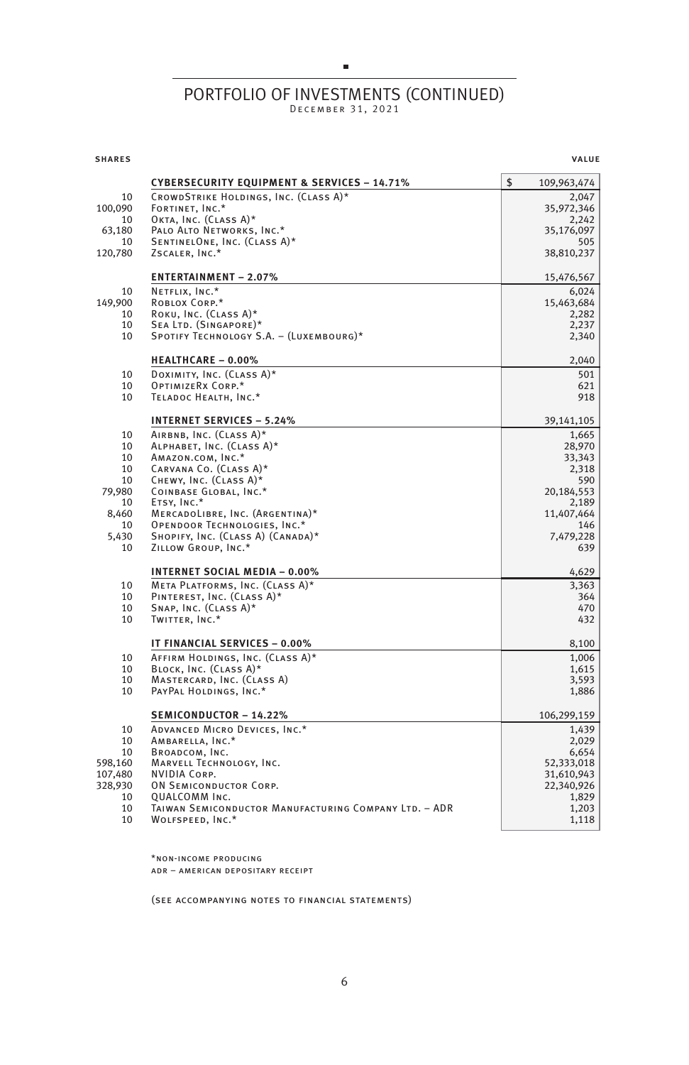# PORTFOLIO OF INVESTMENTS (CONTINUED)

December 31, 2021

| SHARES | | VALUE |
|---|---|---|
| | **CYBERSECURITY EQUIPMENT & SERVICES – 14.71%** | $ 109,963,474 |
| 10 | CrowdStrike Holdings, Inc. (Class A)* | 2,047 |
| 100,090 | Fortinet, Inc.* | 35,972,346 |
| 10 | Okta, Inc. (Class A)* | 2,242 |
| 63,180 | Palo Alto Networks, Inc.* | 35,176,097 |
| 10 | SentinelOne, Inc. (Class A)* | 505 |
| 120,780 | Zscaler, Inc.* | 38,810,237 |
| | **ENTERTAINMENT – 2.07%** | 15,476,567 |
| 10 | Netflix, Inc.* | 6,024 |
| 149,900 | Roblox Corp.* | 15,463,684 |
| 10 | Roku, Inc. (Class A)* | 2,282 |
| 10 | Sea Ltd. (Singapore)* | 2,237 |
| 10 | Spotify Technology S.A. – (Luxembourg)* | 2,340 |
| | **HEALTHCARE – 0.00%** | 2,040 |
| 10 | Doximity, Inc. (Class A)* | 501 |
| 10 | OptimizeRx Corp.* | 621 |
| 10 | Teladoc Health, Inc.* | 918 |
| | **INTERNET SERVICES – 5.24%** | 39,141,105 |
| 10 | Airbnb, Inc. (Class A)* | 1,665 |
| 10 | Alphabet, Inc. (Class A)* | 28,970 |
| 10 | Amazon.com, Inc.* | 33,343 |
| 10 | Carvana Co. (Class A)* | 2,318 |
| 10 | Chewy, Inc. (Class A)* | 590 |
| 79,980 | Coinbase Global, Inc.* | 20,184,553 |
| 10 | Etsy, Inc.* | 2,189 |
| 8,460 | MercadoLibre, Inc. (Argentina)* | 11,407,464 |
| 10 | Opendoor Technologies, Inc.* | 146 |
| 5,430 | Shopify, Inc. (Class A) (Canada)* | 7,479,228 |
| 10 | Zillow Group, Inc.* | 639 |
| | **INTERNET SOCIAL MEDIA – 0.00%** | 4,629 |
| 10 | Meta Platforms, Inc. (Class A)* | 3,363 |
| 10 | Pinterest, Inc. (Class A)* | 364 |
| 10 | Snap, Inc. (Class A)* | 470 |
| 10 | Twitter, Inc.* | 432 |
| | **IT FINANCIAL SERVICES – 0.00%** | 8,100 |
| 10 | Affirm Holdings, Inc. (Class A)* | 1,006 |
| 10 | Block, Inc. (Class A)* | 1,615 |
| 10 | Mastercard, Inc. (Class A) | 3,593 |
| 10 | PayPal Holdings, Inc.* | 1,886 |
| | **SEMICONDUCTOR – 14.22%** | 106,299,159 |
| 10 | Advanced Micro Devices, Inc.* | 1,439 |
| 10 | Ambarella, Inc.* | 2,029 |
| 10 | Broadcom, Inc. | 6,654 |
| 598,160 | Marvell Technology, Inc. | 52,333,018 |
| 107,480 | NVIDIA Corp. | 31,610,943 |
| 328,930 | ON Semiconductor Corp. | 22,340,926 |
| 10 | QUALCOMM Inc. | 1,829 |
| 10 | Taiwan Semiconductor Manufacturing Company Ltd. – ADR | 1,203 |
| 10 | Wolfspeed, Inc.* | 1,118 |

*non-income producing
ADR – American Depositary Receipt

(see accompanying notes to financial statements)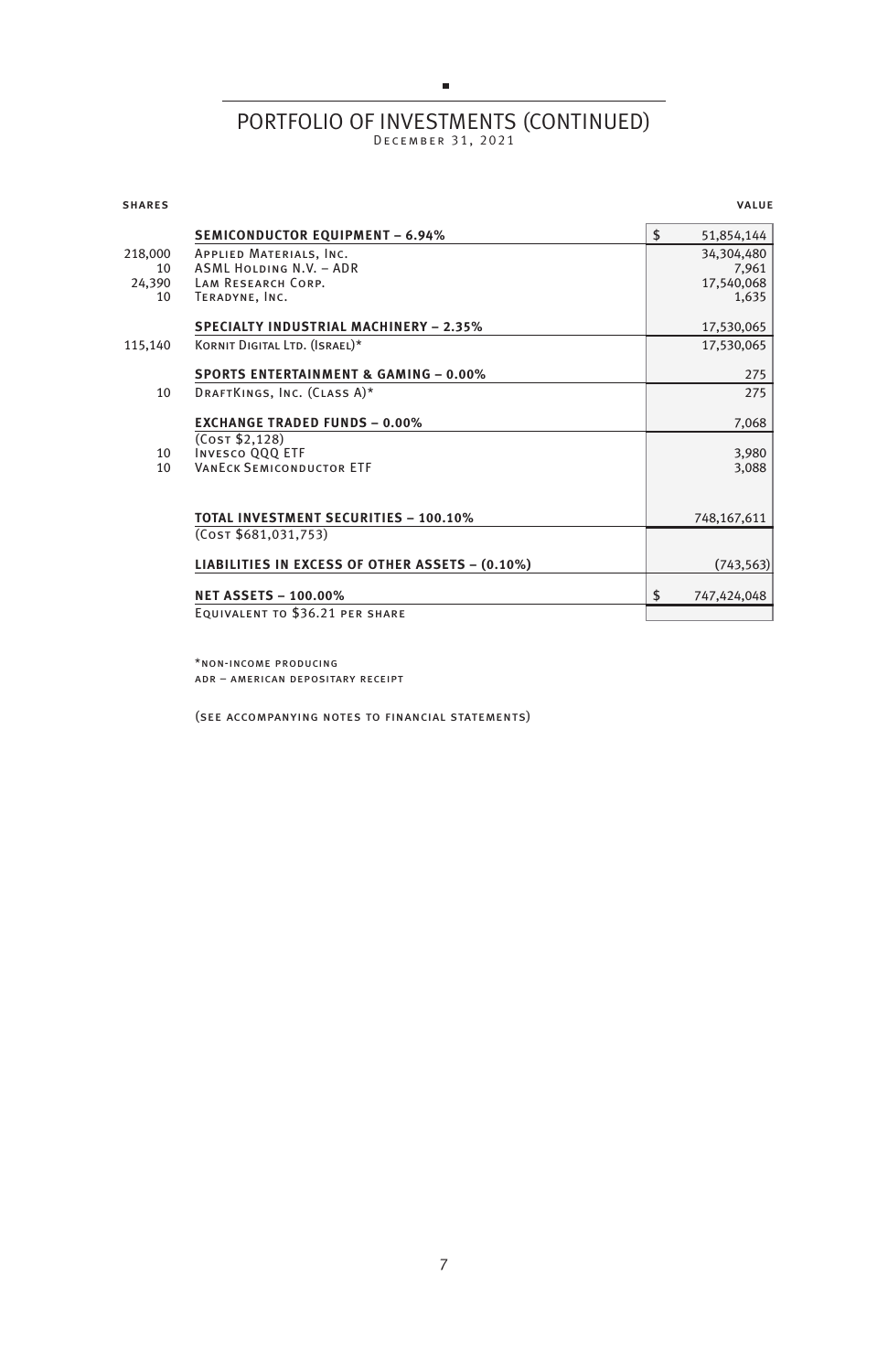## PORTFOLIO OF INVESTMENTS (CONTINUED)

December 31, 2021

| SHARES | | VALUE |
|---|---|---|
| | **SEMICONDUCTOR EQUIPMENT – 6.94%** | $ 51,854,144 |
| 218,000 | Applied Materials, Inc. | 34,304,480 |
| 10 | ASML Holding N.V. – ADR | 7,961 |
| 24,390 | Lam Research Corp. | 17,540,068 |
| 10 | Teradyne, Inc. | 1,635 |
| | **SPECIALTY INDUSTRIAL MACHINERY – 2.35%** | 17,530,065 |
| 115,140 | Kornit Digital Ltd. (Israel)* | 17,530,065 |
| | **SPORTS ENTERTAINMENT & GAMING – 0.00%** | 275 |
| 10 | DraftKings, Inc. (Class A)* | 275 |
| | **EXCHANGE TRADED FUNDS – 0.00%** | 7,068 |
| | (Cost $2,128) | |
| 10 | Invesco QQQ ETF | 3,980 |
| 10 | VanEck Semiconductor ETF | 3,088 |
| | **TOTAL INVESTMENT SECURITIES – 100.10%** | 748,167,611 |
| | (Cost $681,031,753) | |
| | **LIABILITIES IN EXCESS OF OTHER ASSETS – (0.10%)** | (743,563) |
| | **NET ASSETS – 100.00%** | $ 747,424,048 |
| | Equivalent to $36.21 per share | |

*non-income producing
adr – american depositary receipt

(see accompanying notes to financial statements)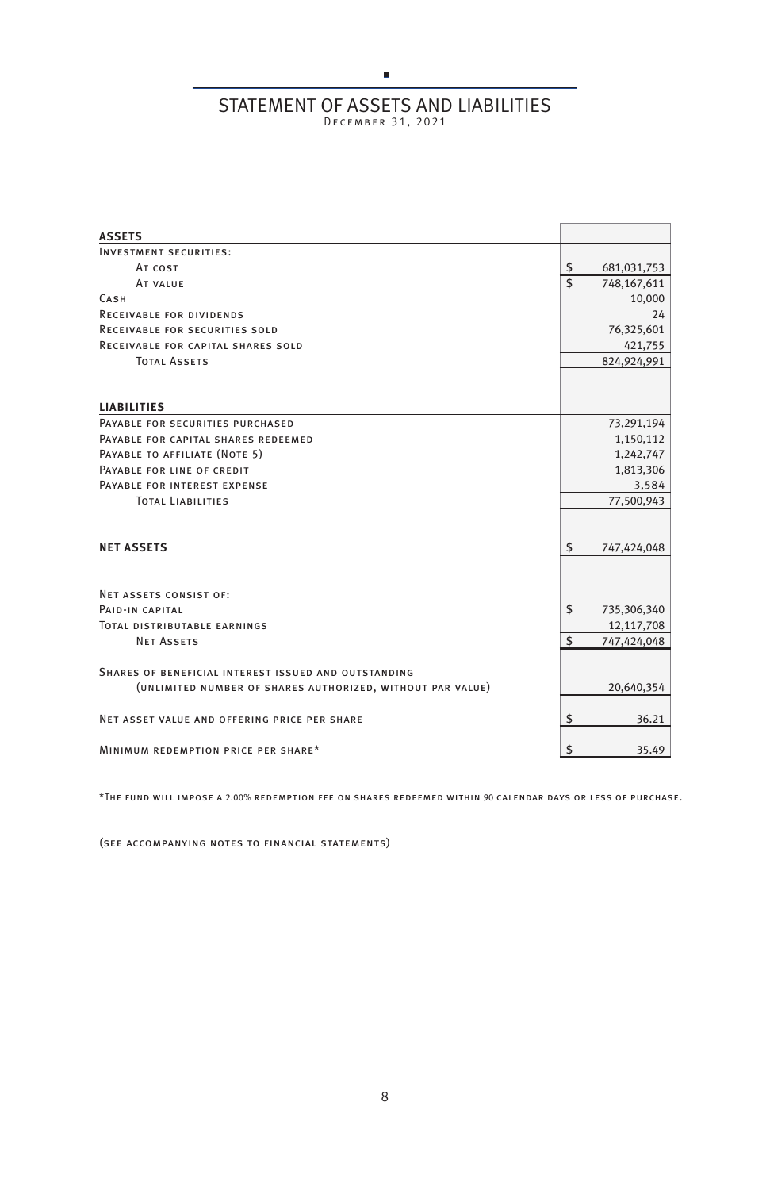# STATEMENT OF ASSETS AND LIABILITIES

December 31, 2021

| | |
|---|---|
| **ASSETS** | |
| Investment securities: | |
| At cost | $ 681,031,753 |
| At value | $ 748,167,611 |
| Cash | 10,000 |
| Receivable for dividends | 24 |
| Receivable for securities sold | 76,325,601 |
| Receivable for capital shares sold | 421,755 |
| Total Assets | 824,924,991 |
| | |
| **LIABILITIES** | |
| Payable for securities purchased | 73,291,194 |
| Payable for capital shares redeemed | 1,150,112 |
| Payable to affiliate (Note 5) | 1,242,747 |
| Payable for line of credit | 1,813,306 |
| Payable for interest expense | 3,584 |
| Total Liabilities | 77,500,943 |
| | |
| **NET ASSETS** | $ 747,424,048 |
| | |
| Net assets consist of: | |
| Paid-in capital | $ 735,306,340 |
| Total distributable earnings | 12,117,708 |
| Net Assets | $ 747,424,048 |
| | |
| Shares of beneficial interest issued and outstanding (unlimited number of shares authorized, without par value) | 20,640,354 |
| | |
| Net asset value and offering price per share | $ 36.21 |
| | |
| Minimum redemption price per share* | $ 35.49 |

*The fund will impose a 2.00% redemption fee on shares redeemed within 90 calendar days or less of purchase.

(see accompanying notes to financial statements)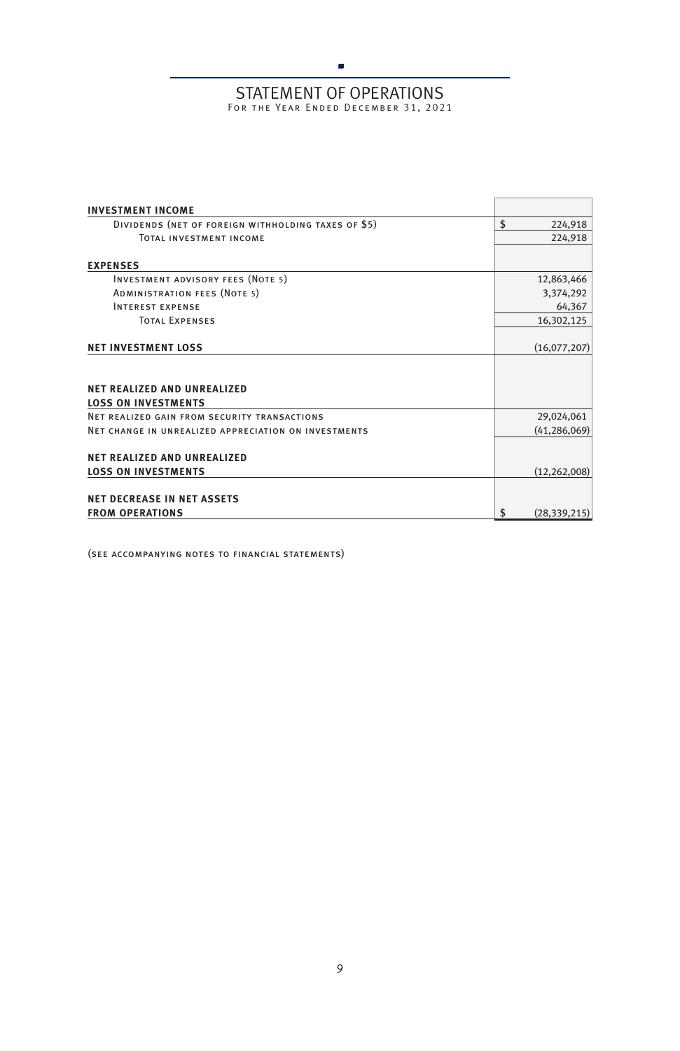# STATEMENT OF OPERATIONS

For the Year Ended December 31, 2021

| | |
|---|---|
| **INVESTMENT INCOME** | |
| Dividends (net of foreign withholding taxes of $5) | $ 224,918 |
| Total investment income | 224,918 |
| **EXPENSES** | |
| Investment advisory fees (Note 5) | 12,863,466 |
| Administration fees (Note 5) | 3,374,292 |
| Interest expense | 64,367 |
| Total Expenses | 16,302,125 |
| **NET INVESTMENT LOSS** | (16,077,207) |
| **NET REALIZED AND UNREALIZED LOSS ON INVESTMENTS** | |
| Net realized gain from security transactions | 29,024,061 |
| Net change in unrealized appreciation on investments | (41,286,069) |
| **NET REALIZED AND UNREALIZED LOSS ON INVESTMENTS** | (12,262,008) |
| **NET DECREASE IN NET ASSETS FROM OPERATIONS** | $ (28,339,215) |

(See accompanying notes to financial statements)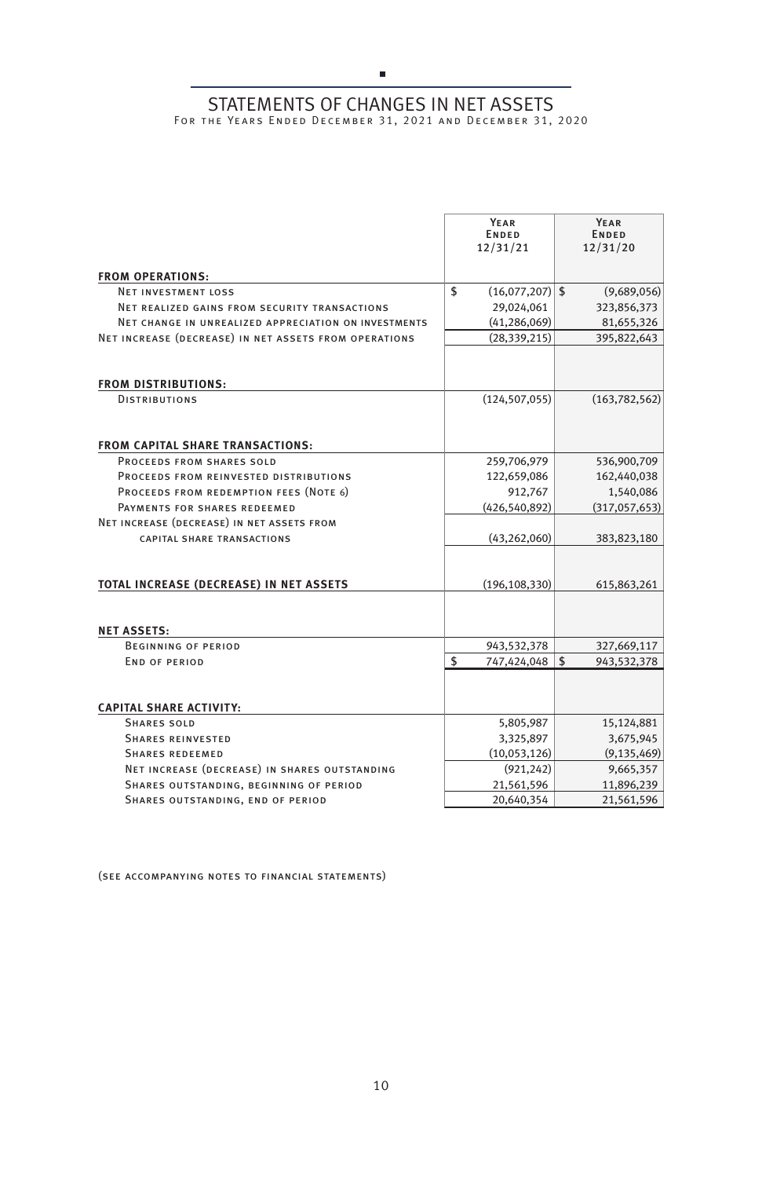# STATEMENTS OF CHANGES IN NET ASSETS

For the Years Ended December 31, 2021 and December 31, 2020

| | Year Ended 12/31/21 | Year Ended 12/31/20 |
|---|---|---|
| **FROM OPERATIONS:** | | |
| Net investment loss | $ (16,077,207) | $ (9,689,056) |
| Net realized gains from security transactions | 29,024,061 | 323,856,373 |
| Net change in unrealized appreciation on investments | (41,286,069) | 81,655,326 |
| Net increase (decrease) in net assets from operations | (28,339,215) | 395,822,643 |
| **FROM DISTRIBUTIONS:** | | |
| Distributions | (124,507,055) | (163,782,562) |
| **FROM CAPITAL SHARE TRANSACTIONS:** | | |
| Proceeds from shares sold | 259,706,979 | 536,900,709 |
| Proceeds from reinvested distributions | 122,659,086 | 162,440,038 |
| Proceeds from redemption fees (Note 6) | 912,767 | 1,540,086 |
| Payments for shares redeemed | (426,540,892) | (317,057,653) |
| Net increase (decrease) in net assets from capital share transactions | (43,262,060) | 383,823,180 |
| **TOTAL INCREASE (DECREASE) IN NET ASSETS** | (196,108,330) | 615,863,261 |
| **NET ASSETS:** | | |
| Beginning of period | 943,532,378 | 327,669,117 |
| End of period | $ 747,424,048 | $ 943,532,378 |
| **CAPITAL SHARE ACTIVITY:** | | |
| Shares sold | 5,805,987 | 15,124,881 |
| Shares reinvested | 3,325,897 | 3,675,945 |
| Shares redeemed | (10,053,126) | (9,135,469) |
| Net increase (decrease) in shares outstanding | (921,242) | 9,665,357 |
| Shares outstanding, beginning of period | 21,561,596 | 11,896,239 |
| Shares outstanding, end of period | 20,640,354 | 21,561,596 |

(see accompanying notes to financial statements)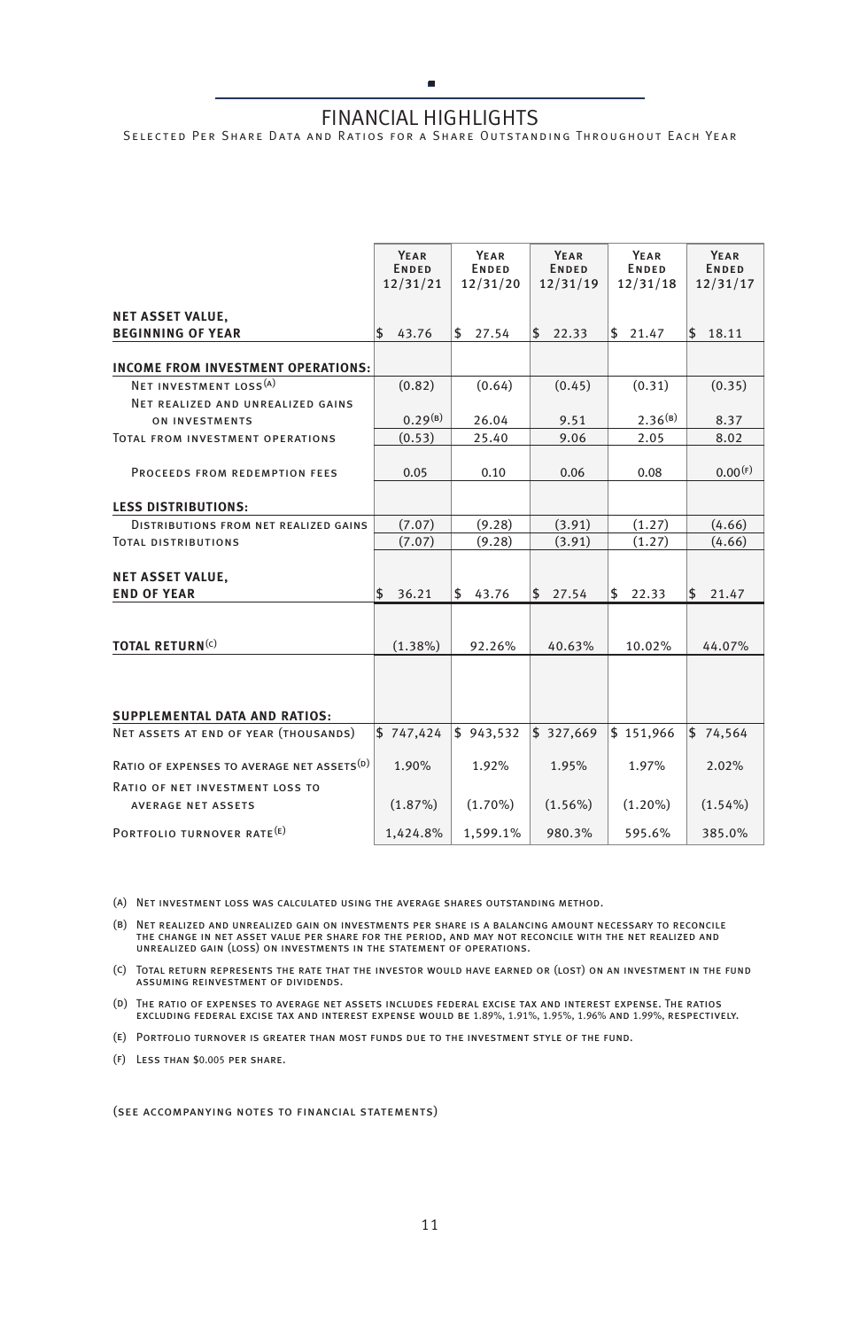# FINANCIAL HIGHLIGHTS

Selected Per Share Data and Ratios for a Share Outstanding Throughout Each Year

| | Year Ended 12/31/21 | Year Ended 12/31/20 | Year Ended 12/31/19 | Year Ended 12/31/18 | Year Ended 12/31/17 |
|---|---|---|---|---|---|
| **NET ASSET VALUE, BEGINNING OF YEAR** | $ 43.76 | $ 27.54 | $ 22.33 | $ 21.47 | $ 18.11 |
| **INCOME FROM INVESTMENT OPERATIONS:** | | | | | |
| Net investment loss[(A)] | (0.82) | (0.64) | (0.45) | (0.31) | (0.35) |
| Net realized and unrealized gains on investments | 0.29[(B)] | 26.04 | 9.51 | 2.36[(B)] | 8.37 |
| Total from investment operations | (0.53) | 25.40 | 9.06 | 2.05 | 8.02 |
| Proceeds from redemption fees | 0.05 | 0.10 | 0.06 | 0.08 | 0.00[(F)] |
| **LESS DISTRIBUTIONS:** | | | | | |
| Distributions from net realized gains | (7.07) | (9.28) | (3.91) | (1.27) | (4.66) |
| Total distributions | (7.07) | (9.28) | (3.91) | (1.27) | (4.66) |
| **NET ASSET VALUE, END OF YEAR** | $ 36.21 | $ 43.76 | $ 27.54 | $ 22.33 | $ 21.47 |
| **TOTAL RETURN**[(C)] | (1.38%) | 92.26% | 40.63% | 10.02% | 44.07% |
| **SUPPLEMENTAL DATA AND RATIOS:** | | | | | |
| Net assets at end of year (thousands) | $ 747,424 | $ 943,532 | $ 327,669 | $ 151,966 | $ 74,564 |
| Ratio of expenses to average net assets[(D)] | 1.90% | 1.92% | 1.95% | 1.97% | 2.02% |
| Ratio of net investment loss to average net assets | (1.87%) | (1.70%) | (1.56%) | (1.20%) | (1.54%) |
| Portfolio turnover rate[(E)] | 1,424.8% | 1,599.1% | 980.3% | 595.6% | 385.0% |

(A) Net investment loss was calculated using the average shares outstanding method.

(B) Net realized and unrealized gain on investments per share is a balancing amount necessary to reconcile the change in net asset value per share for the period, and may not reconcile with the net realized and unrealized gain (loss) on investments in the statement of operations.

(C) Total return represents the rate that the investor would have earned or (lost) on an investment in the fund assuming reinvestment of dividends.

(D) The ratio of expenses to average net assets includes federal excise tax and interest expense. The ratios excluding federal excise tax and interest expense would be 1.89%, 1.91%, 1.95%, 1.96% and 1.99%, respectively.

(E) Portfolio turnover is greater than most funds due to the investment style of the fund.

(F) Less than $0.005 per share.

(see accompanying notes to financial statements)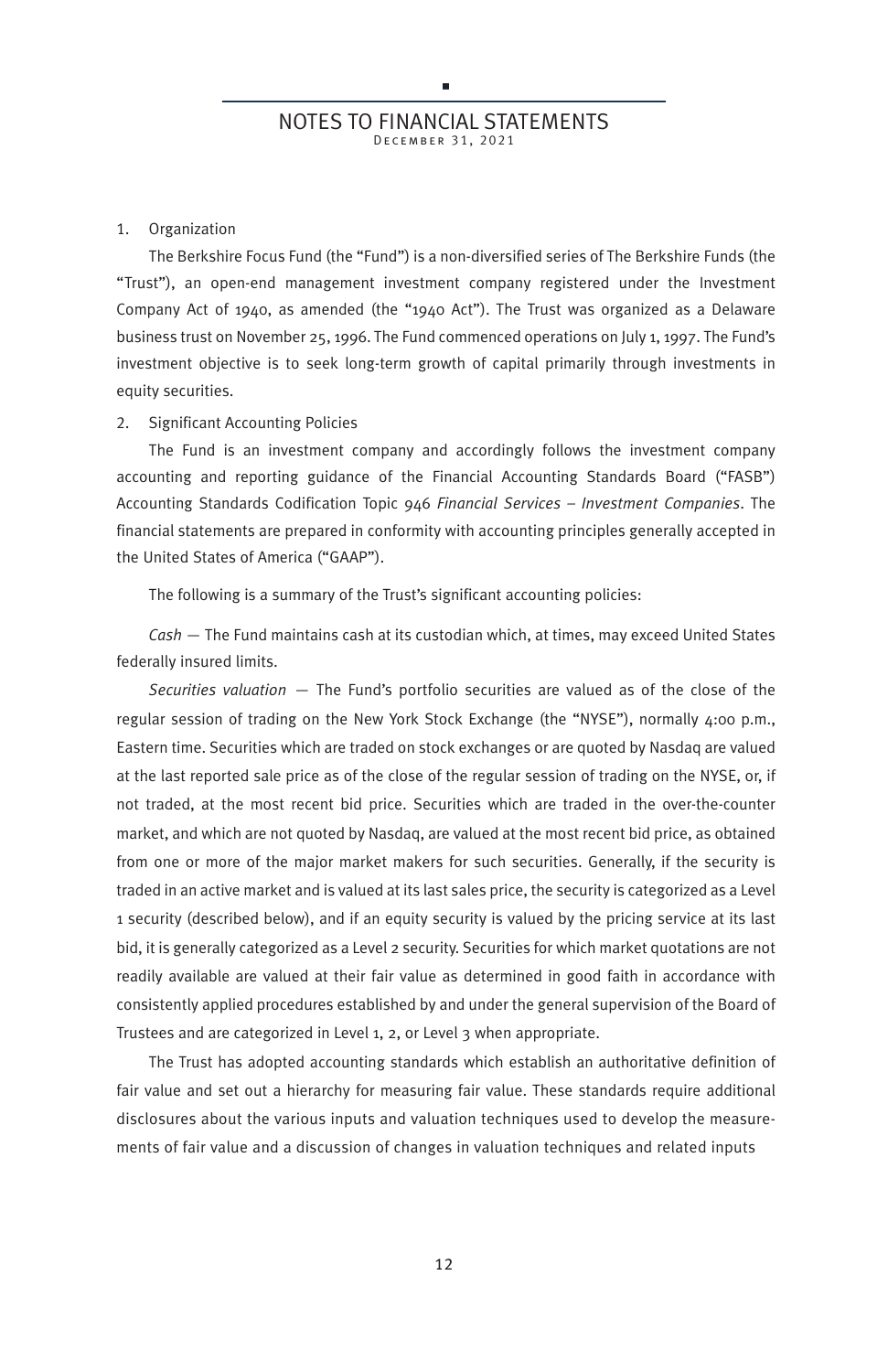# NOTES TO FINANCIAL STATEMENTS

December 31, 2021

1. Organization

The Berkshire Focus Fund (the "Fund") is a non-diversified series of The Berkshire Funds (the "Trust"), an open-end management investment company registered under the Investment Company Act of 1940, as amended (the "1940 Act"). The Trust was organized as a Delaware business trust on November 25, 1996. The Fund commenced operations on July 1, 1997. The Fund's investment objective is to seek long-term growth of capital primarily through investments in equity securities.

2. Significant Accounting Policies

The Fund is an investment company and accordingly follows the investment company accounting and reporting guidance of the Financial Accounting Standards Board ("FASB") Accounting Standards Codification Topic 946 *Financial Services – Investment Companies*. The financial statements are prepared in conformity with accounting principles generally accepted in the United States of America ("GAAP").

The following is a summary of the Trust's significant accounting policies:

*Cash* — The Fund maintains cash at its custodian which, at times, may exceed United States federally insured limits.

*Securities valuation* — The Fund's portfolio securities are valued as of the close of the regular session of trading on the New York Stock Exchange (the "NYSE"), normally 4:00 p.m., Eastern time. Securities which are traded on stock exchanges or are quoted by Nasdaq are valued at the last reported sale price as of the close of the regular session of trading on the NYSE, or, if not traded, at the most recent bid price. Securities which are traded in the over-the-counter market, and which are not quoted by Nasdaq, are valued at the most recent bid price, as obtained from one or more of the major market makers for such securities. Generally, if the security is traded in an active market and is valued at its last sales price, the security is categorized as a Level 1 security (described below), and if an equity security is valued by the pricing service at its last bid, it is generally categorized as a Level 2 security. Securities for which market quotations are not readily available are valued at their fair value as determined in good faith in accordance with consistently applied procedures established by and under the general supervision of the Board of Trustees and are categorized in Level 1, 2, or Level 3 when appropriate.

The Trust has adopted accounting standards which establish an authoritative definition of fair value and set out a hierarchy for measuring fair value. These standards require additional disclosures about the various inputs and valuation techniques used to develop the measurements of fair value and a discussion of changes in valuation techniques and related inputs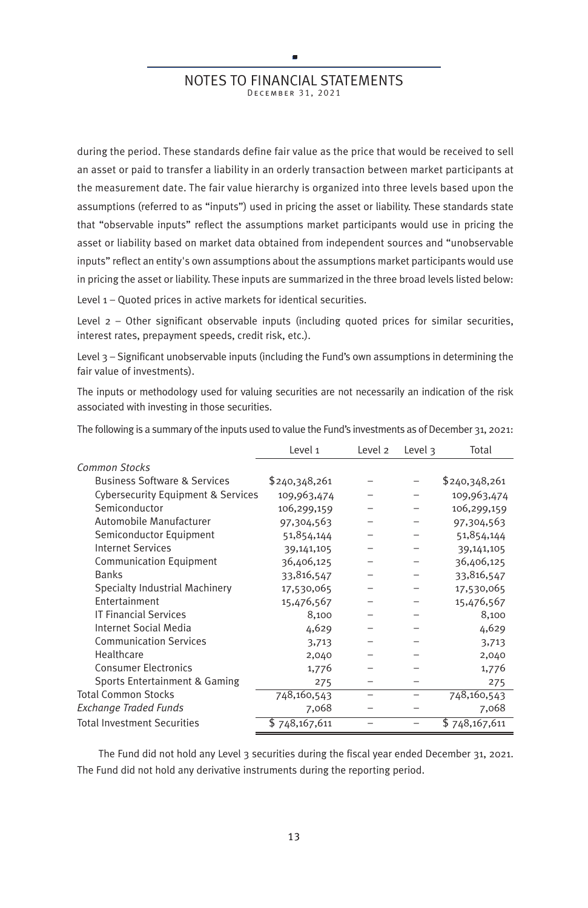during the period. These standards define fair value as the price that would be received to sell an asset or paid to transfer a liability in an orderly transaction between market participants at the measurement date. The fair value hierarchy is organized into three levels based upon the assumptions (referred to as "inputs") used in pricing the asset or liability. These standards state that "observable inputs" reflect the assumptions market participants would use in pricing the asset or liability based on market data obtained from independent sources and "unobservable inputs" reflect an entity's own assumptions about the assumptions market participants would use in pricing the asset or liability. These inputs are summarized in the three broad levels listed below:

Level 1 – Quoted prices in active markets for identical securities.

Level 2 – Other significant observable inputs (including quoted prices for similar securities, interest rates, prepayment speeds, credit risk, etc.).

Level 3 – Significant unobservable inputs (including the Fund's own assumptions in determining the fair value of investments).

The inputs or methodology used for valuing securities are not necessarily an indication of the risk associated with investing in those securities.

The following is a summary of the inputs used to value the Fund's investments as of December 31, 2021:

| | Level 1 | Level 2 | Level 3 | Total |
|---|---|---|---|---|
| *Common Stocks* | | | | |
| Business Software & Services | $240,348,261 | – | – | $240,348,261 |
| Cybersecurity Equipment & Services | 109,963,474 | – | – | 109,963,474 |
| Semiconductor | 106,299,159 | – | – | 106,299,159 |
| Automobile Manufacturer | 97,304,563 | – | – | 97,304,563 |
| Semiconductor Equipment | 51,854,144 | – | – | 51,854,144 |
| Internet Services | 39,141,105 | – | – | 39,141,105 |
| Communication Equipment | 36,406,125 | – | – | 36,406,125 |
| Banks | 33,816,547 | – | – | 33,816,547 |
| Specialty Industrial Machinery | 17,530,065 | – | – | 17,530,065 |
| Entertainment | 15,476,567 | – | – | 15,476,567 |
| IT Financial Services | 8,100 | – | – | 8,100 |
| Internet Social Media | 4,629 | – | – | 4,629 |
| Communication Services | 3,713 | – | – | 3,713 |
| Healthcare | 2,040 | – | – | 2,040 |
| Consumer Electronics | 1,776 | – | – | 1,776 |
| Sports Entertainment & Gaming | 275 | – | – | 275 |
| Total Common Stocks | 748,160,543 | – | – | 748,160,543 |
| *Exchange Traded Funds* | 7,068 | – | – | 7,068 |
| Total Investment Securities | $ 748,167,611 | – | – | $ 748,167,611 |

The Fund did not hold any Level 3 securities during the fiscal year ended December 31, 2021. The Fund did not hold any derivative instruments during the reporting period.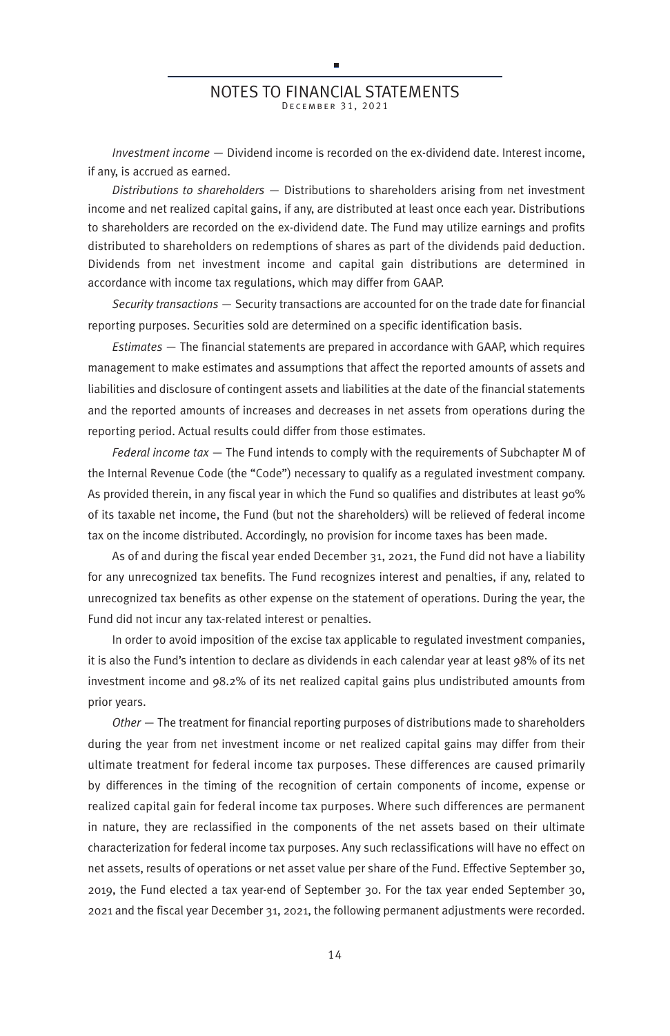*Investment income* — Dividend income is recorded on the ex-dividend date. Interest income, if any, is accrued as earned.

*Distributions to shareholders* — Distributions to shareholders arising from net investment income and net realized capital gains, if any, are distributed at least once each year. Distributions to shareholders are recorded on the ex-dividend date. The Fund may utilize earnings and profits distributed to shareholders on redemptions of shares as part of the dividends paid deduction. Dividends from net investment income and capital gain distributions are determined in accordance with income tax regulations, which may differ from GAAP.

*Security transactions* — Security transactions are accounted for on the trade date for financial reporting purposes. Securities sold are determined on a specific identification basis.

*Estimates* — The financial statements are prepared in accordance with GAAP, which requires management to make estimates and assumptions that affect the reported amounts of assets and liabilities and disclosure of contingent assets and liabilities at the date of the financial statements and the reported amounts of increases and decreases in net assets from operations during the reporting period. Actual results could differ from those estimates.

*Federal income tax* — The Fund intends to comply with the requirements of Subchapter M of the Internal Revenue Code (the "Code") necessary to qualify as a regulated investment company. As provided therein, in any fiscal year in which the Fund so qualifies and distributes at least 90% of its taxable net income, the Fund (but not the shareholders) will be relieved of federal income tax on the income distributed. Accordingly, no provision for income taxes has been made.

As of and during the fiscal year ended December 31, 2021, the Fund did not have a liability for any unrecognized tax benefits. The Fund recognizes interest and penalties, if any, related to unrecognized tax benefits as other expense on the statement of operations. During the year, the Fund did not incur any tax-related interest or penalties.

In order to avoid imposition of the excise tax applicable to regulated investment companies, it is also the Fund's intention to declare as dividends in each calendar year at least 98% of its net investment income and 98.2% of its net realized capital gains plus undistributed amounts from prior years.

*Other* — The treatment for financial reporting purposes of distributions made to shareholders during the year from net investment income or net realized capital gains may differ from their ultimate treatment for federal income tax purposes. These differences are caused primarily by differences in the timing of the recognition of certain components of income, expense or realized capital gain for federal income tax purposes. Where such differences are permanent in nature, they are reclassified in the components of the net assets based on their ultimate characterization for federal income tax purposes. Any such reclassifications will have no effect on net assets, results of operations or net asset value per share of the Fund. Effective September 30, 2019, the Fund elected a tax year-end of September 30. For the tax year ended September 30, 2021 and the fiscal year December 31, 2021, the following permanent adjustments were recorded.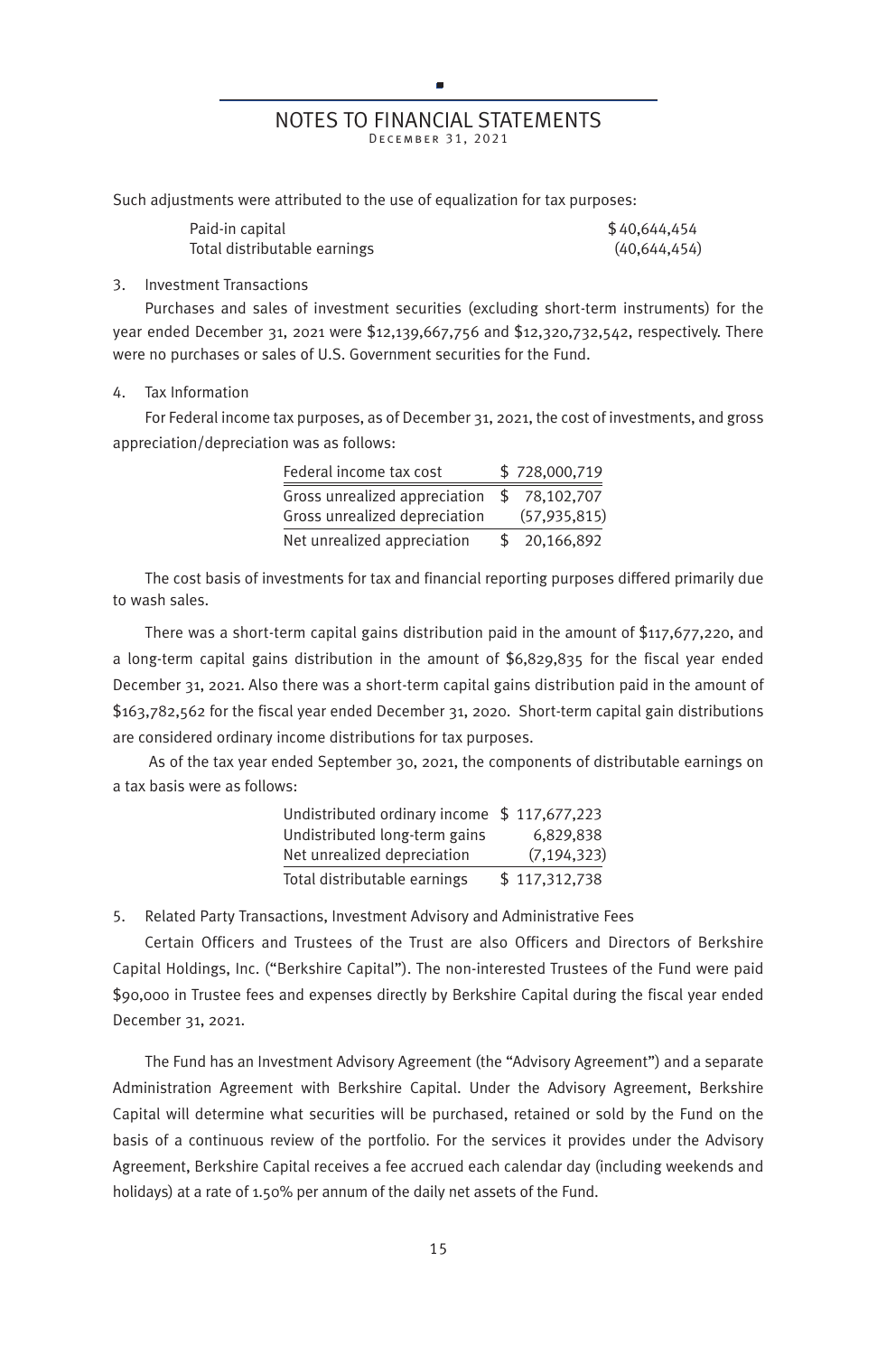# NOTES TO FINANCIAL STATEMENTS

December 31, 2021

Such adjustments were attributed to the use of equalization for tax purposes:

| | |
|---|---|
| Paid-in capital | $ 40,644,454 |
| Total distributable earnings | (40,644,454) |

3. Investment Transactions

Purchases and sales of investment securities (excluding short-term instruments) for the year ended December 31, 2021 were $12,139,667,756 and $12,320,732,542, respectively. There were no purchases or sales of U.S. Government securities for the Fund.

4. Tax Information

For Federal income tax purposes, as of December 31, 2021, the cost of investments, and gross appreciation/depreciation was as follows:

| | |
|---|---|
| Federal income tax cost | $ 728,000,719 |
| Gross unrealized appreciation | $ 78,102,707 |
| Gross unrealized depreciation | (57,935,815) |
| Net unrealized appreciation | $ 20,166,892 |

The cost basis of investments for tax and financial reporting purposes differed primarily due to wash sales.

There was a short-term capital gains distribution paid in the amount of $117,677,220, and a long-term capital gains distribution in the amount of $6,829,835 for the fiscal year ended December 31, 2021. Also there was a short-term capital gains distribution paid in the amount of $163,782,562 for the fiscal year ended December 31, 2020. Short-term capital gain distributions are considered ordinary income distributions for tax purposes.

As of the tax year ended September 30, 2021, the components of distributable earnings on a tax basis were as follows:

| | |
|---|---|
| Undistributed ordinary income | $ 117,677,223 |
| Undistributed long-term gains | 6,829,838 |
| Net unrealized depreciation | (7,194,323) |
| Total distributable earnings | $ 117,312,738 |

5. Related Party Transactions, Investment Advisory and Administrative Fees

Certain Officers and Trustees of the Trust are also Officers and Directors of Berkshire Capital Holdings, Inc. ("Berkshire Capital"). The non-interested Trustees of the Fund were paid $90,000 in Trustee fees and expenses directly by Berkshire Capital during the fiscal year ended December 31, 2021.

The Fund has an Investment Advisory Agreement (the "Advisory Agreement") and a separate Administration Agreement with Berkshire Capital. Under the Advisory Agreement, Berkshire Capital will determine what securities will be purchased, retained or sold by the Fund on the basis of a continuous review of the portfolio. For the services it provides under the Advisory Agreement, Berkshire Capital receives a fee accrued each calendar day (including weekends and holidays) at a rate of 1.50% per annum of the daily net assets of the Fund.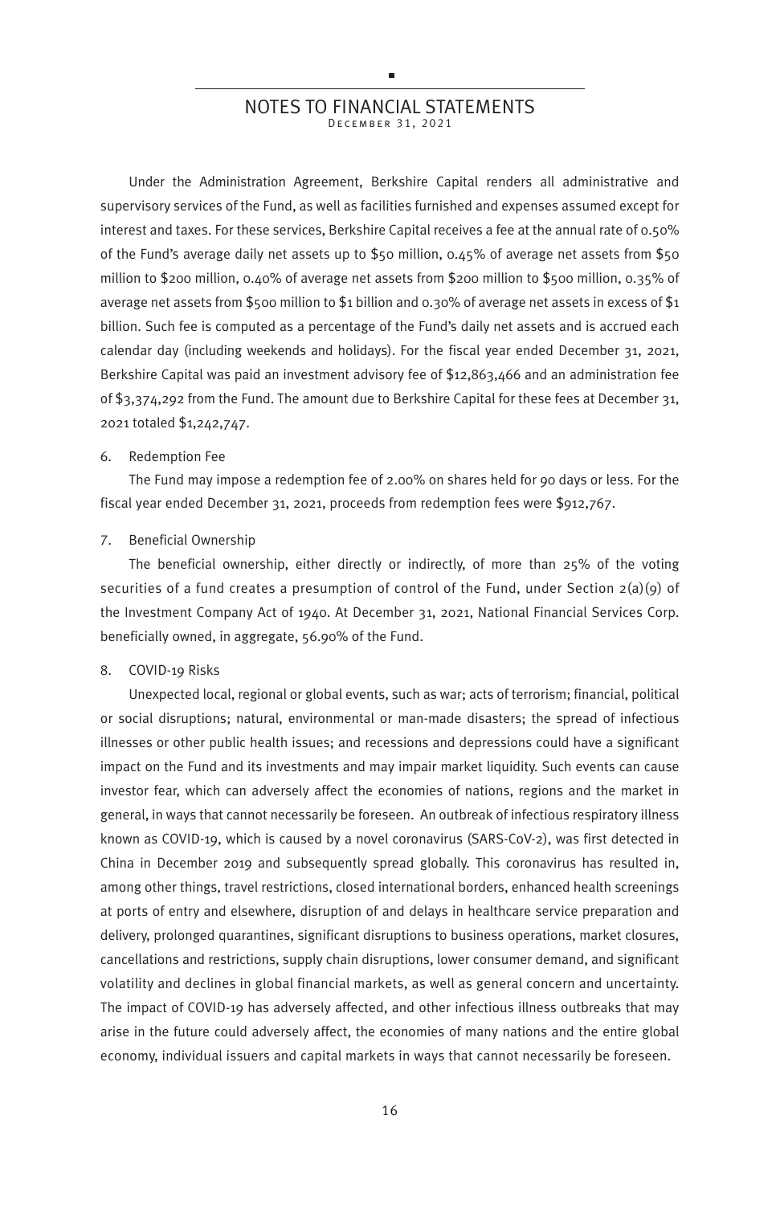# NOTES TO FINANCIAL STATEMENTS

December 31, 2021

Under the Administration Agreement, Berkshire Capital renders all administrative and supervisory services of the Fund, as well as facilities furnished and expenses assumed except for interest and taxes. For these services, Berkshire Capital receives a fee at the annual rate of 0.50% of the Fund's average daily net assets up to $50 million, 0.45% of average net assets from $50 million to $200 million, 0.40% of average net assets from $200 million to $500 million, 0.35% of average net assets from $500 million to $1 billion and 0.30% of average net assets in excess of $1 billion. Such fee is computed as a percentage of the Fund's daily net assets and is accrued each calendar day (including weekends and holidays). For the fiscal year ended December 31, 2021, Berkshire Capital was paid an investment advisory fee of $12,863,466 and an administration fee of $3,374,292 from the Fund. The amount due to Berkshire Capital for these fees at December 31, 2021 totaled $1,242,747.

6. Redemption Fee

The Fund may impose a redemption fee of 2.00% on shares held for 90 days or less. For the fiscal year ended December 31, 2021, proceeds from redemption fees were $912,767.

7. Beneficial Ownership

The beneficial ownership, either directly or indirectly, of more than 25% of the voting securities of a fund creates a presumption of control of the Fund, under Section 2(a)(9) of the Investment Company Act of 1940. At December 31, 2021, National Financial Services Corp. beneficially owned, in aggregate, 56.90% of the Fund.

8. COVID-19 Risks

Unexpected local, regional or global events, such as war; acts of terrorism; financial, political or social disruptions; natural, environmental or man-made disasters; the spread of infectious illnesses or other public health issues; and recessions and depressions could have a significant impact on the Fund and its investments and may impair market liquidity. Such events can cause investor fear, which can adversely affect the economies of nations, regions and the market in general, in ways that cannot necessarily be foreseen. An outbreak of infectious respiratory illness known as COVID-19, which is caused by a novel coronavirus (SARS-CoV-2), was first detected in China in December 2019 and subsequently spread globally. This coronavirus has resulted in, among other things, travel restrictions, closed international borders, enhanced health screenings at ports of entry and elsewhere, disruption of and delays in healthcare service preparation and delivery, prolonged quarantines, significant disruptions to business operations, market closures, cancellations and restrictions, supply chain disruptions, lower consumer demand, and significant volatility and declines in global financial markets, as well as general concern and uncertainty. The impact of COVID-19 has adversely affected, and other infectious illness outbreaks that may arise in the future could adversely affect, the economies of many nations and the entire global economy, individual issuers and capital markets in ways that cannot necessarily be foreseen.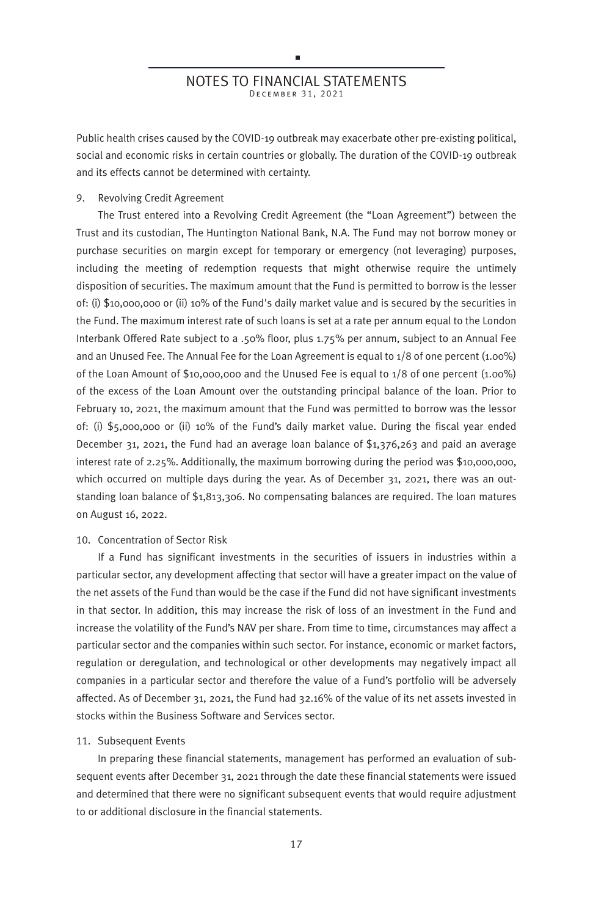Public health crises caused by the COVID-19 outbreak may exacerbate other pre-existing political, social and economic risks in certain countries or globally. The duration of the COVID-19 outbreak and its effects cannot be determined with certainty.

9. Revolving Credit Agreement

The Trust entered into a Revolving Credit Agreement (the "Loan Agreement") between the Trust and its custodian, The Huntington National Bank, N.A. The Fund may not borrow money or purchase securities on margin except for temporary or emergency (not leveraging) purposes, including the meeting of redemption requests that might otherwise require the untimely disposition of securities. The maximum amount that the Fund is permitted to borrow is the lesser of: (i) $10,000,000 or (ii) 10% of the Fund's daily market value and is secured by the securities in the Fund. The maximum interest rate of such loans is set at a rate per annum equal to the London Interbank Offered Rate subject to a .50% floor, plus 1.75% per annum, subject to an Annual Fee and an Unused Fee. The Annual Fee for the Loan Agreement is equal to 1/8 of one percent (1.00%) of the Loan Amount of $10,000,000 and the Unused Fee is equal to 1/8 of one percent (1.00%) of the excess of the Loan Amount over the outstanding principal balance of the loan. Prior to February 10, 2021, the maximum amount that the Fund was permitted to borrow was the lessor of: (i) $5,000,000 or (ii) 10% of the Fund's daily market value. During the fiscal year ended December 31, 2021, the Fund had an average loan balance of $1,376,263 and paid an average interest rate of 2.25%. Additionally, the maximum borrowing during the period was $10,000,000, which occurred on multiple days during the year. As of December 31, 2021, there was an outstanding loan balance of $1,813,306. No compensating balances are required. The loan matures on August 16, 2022.

10. Concentration of Sector Risk

If a Fund has significant investments in the securities of issuers in industries within a particular sector, any development affecting that sector will have a greater impact on the value of the net assets of the Fund than would be the case if the Fund did not have significant investments in that sector. In addition, this may increase the risk of loss of an investment in the Fund and increase the volatility of the Fund's NAV per share. From time to time, circumstances may affect a particular sector and the companies within such sector. For instance, economic or market factors, regulation or deregulation, and technological or other developments may negatively impact all companies in a particular sector and therefore the value of a Fund's portfolio will be adversely affected. As of December 31, 2021, the Fund had 32.16% of the value of its net assets invested in stocks within the Business Software and Services sector.

11. Subsequent Events

In preparing these financial statements, management has performed an evaluation of subsequent events after December 31, 2021 through the date these financial statements were issued and determined that there were no significant subsequent events that would require adjustment to or additional disclosure in the financial statements.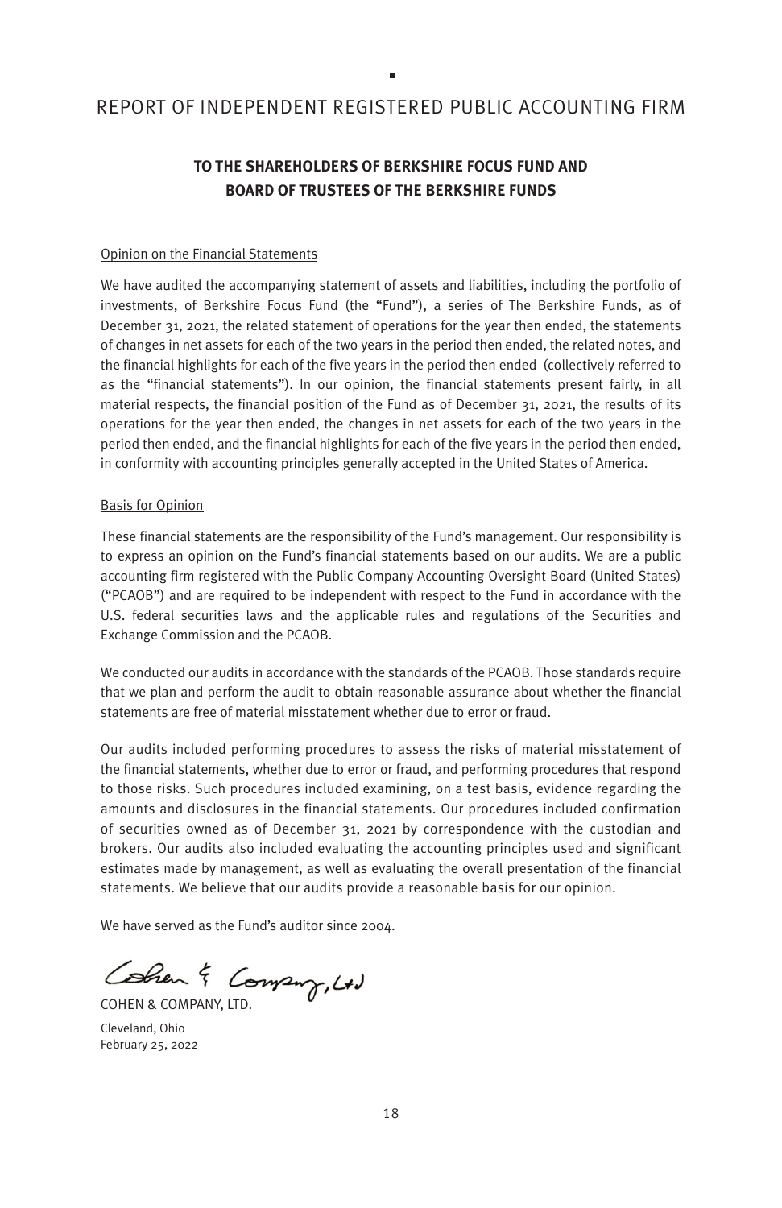# REPORT OF INDEPENDENT REGISTERED PUBLIC ACCOUNTING FIRM

**TO THE SHAREHOLDERS OF BERKSHIRE FOCUS FUND AND BOARD OF TRUSTEES OF THE BERKSHIRE FUNDS**

Opinion on the Financial Statements

We have audited the accompanying statement of assets and liabilities, including the portfolio of investments, of Berkshire Focus Fund (the "Fund"), a series of The Berkshire Funds, as of December 31, 2021, the related statement of operations for the year then ended, the statements of changes in net assets for each of the two years in the period then ended, the related notes, and the financial highlights for each of the five years in the period then ended (collectively referred to as the "financial statements"). In our opinion, the financial statements present fairly, in all material respects, the financial position of the Fund as of December 31, 2021, the results of its operations for the year then ended, the changes in net assets for each of the two years in the period then ended, and the financial highlights for each of the five years in the period then ended, in conformity with accounting principles generally accepted in the United States of America.

Basis for Opinion

These financial statements are the responsibility of the Fund's management. Our responsibility is to express an opinion on the Fund's financial statements based on our audits. We are a public accounting firm registered with the Public Company Accounting Oversight Board (United States) ("PCAOB") and are required to be independent with respect to the Fund in accordance with the U.S. federal securities laws and the applicable rules and regulations of the Securities and Exchange Commission and the PCAOB.

We conducted our audits in accordance with the standards of the PCAOB. Those standards require that we plan and perform the audit to obtain reasonable assurance about whether the financial statements are free of material misstatement whether due to error or fraud.

Our audits included performing procedures to assess the risks of material misstatement of the financial statements, whether due to error or fraud, and performing procedures that respond to those risks. Such procedures included examining, on a test basis, evidence regarding the amounts and disclosures in the financial statements. Our procedures included confirmation of securities owned as of December 31, 2021 by correspondence with the custodian and brokers. Our audits also included evaluating the accounting principles used and significant estimates made by management, as well as evaluating the overall presentation of the financial statements. We believe that our audits provide a reasonable basis for our opinion.

We have served as the Fund's auditor since 2004.

Cohen & Company, Ltd

COHEN & COMPANY, LTD.

Cleveland, Ohio
February 25, 2022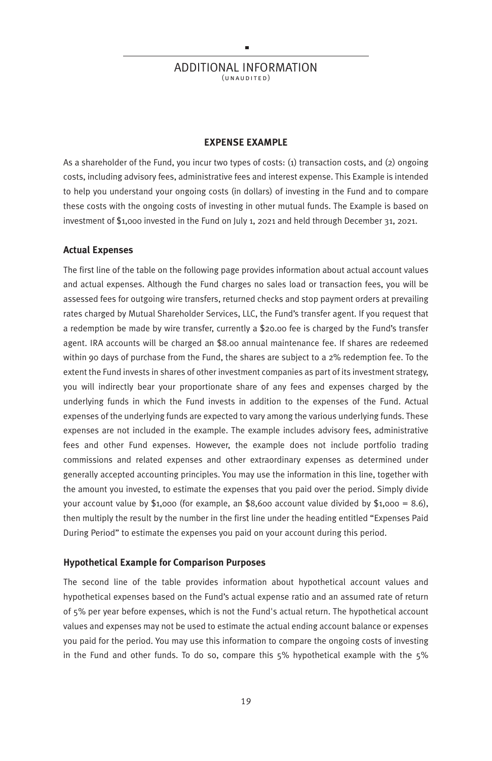## ADDITIONAL INFORMATION

(UNAUDITED)

### EXPENSE EXAMPLE

As a shareholder of the Fund, you incur two types of costs: (1) transaction costs, and (2) ongoing costs, including advisory fees, administrative fees and interest expense. This Example is intended to help you understand your ongoing costs (in dollars) of investing in the Fund and to compare these costs with the ongoing costs of investing in other mutual funds. The Example is based on investment of $1,000 invested in the Fund on July 1, 2021 and held through December 31, 2021.

#### Actual Expenses

The first line of the table on the following page provides information about actual account values and actual expenses. Although the Fund charges no sales load or transaction fees, you will be assessed fees for outgoing wire transfers, returned checks and stop payment orders at prevailing rates charged by Mutual Shareholder Services, LLC, the Fund's transfer agent. If you request that a redemption be made by wire transfer, currently a $20.00 fee is charged by the Fund's transfer agent. IRA accounts will be charged an $8.00 annual maintenance fee. If shares are redeemed within 90 days of purchase from the Fund, the shares are subject to a 2% redemption fee. To the extent the Fund invests in shares of other investment companies as part of its investment strategy, you will indirectly bear your proportionate share of any fees and expenses charged by the underlying funds in which the Fund invests in addition to the expenses of the Fund. Actual expenses of the underlying funds are expected to vary among the various underlying funds. These expenses are not included in the example. The example includes advisory fees, administrative fees and other Fund expenses. However, the example does not include portfolio trading commissions and related expenses and other extraordinary expenses as determined under generally accepted accounting principles. You may use the information in this line, together with the amount you invested, to estimate the expenses that you paid over the period. Simply divide your account value by $1,000 (for example, an $8,600 account value divided by $1,000 = 8.6), then multiply the result by the number in the first line under the heading entitled "Expenses Paid During Period" to estimate the expenses you paid on your account during this period.

#### Hypothetical Example for Comparison Purposes

The second line of the table provides information about hypothetical account values and hypothetical expenses based on the Fund's actual expense ratio and an assumed rate of return of 5% per year before expenses, which is not the Fund's actual return. The hypothetical account values and expenses may not be used to estimate the actual ending account balance or expenses you paid for the period. You may use this information to compare the ongoing costs of investing in the Fund and other funds. To do so, compare this 5% hypothetical example with the 5%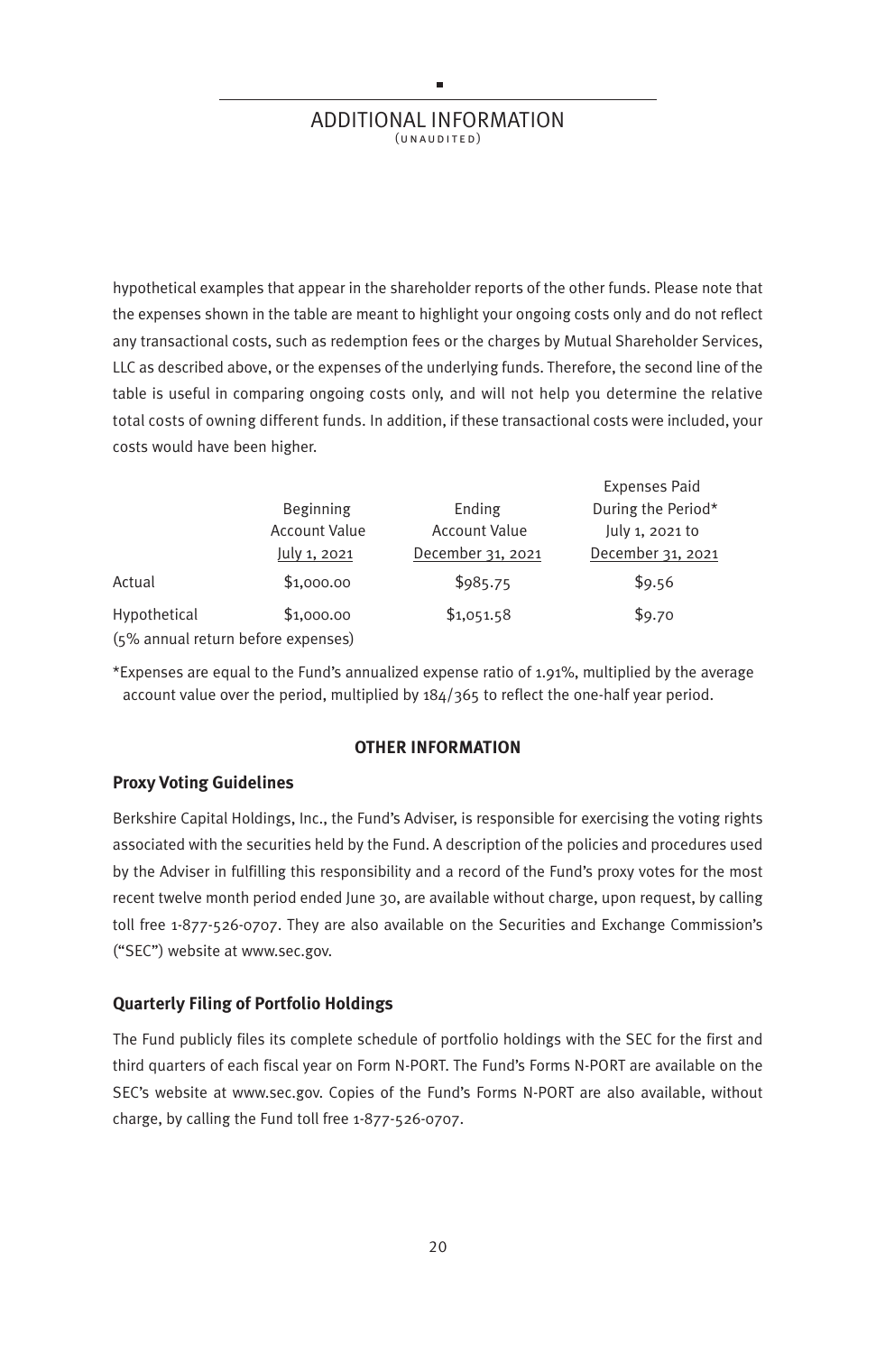## ADDITIONAL INFORMATION
(UNAUDITED)

hypothetical examples that appear in the shareholder reports of the other funds. Please note that the expenses shown in the table are meant to highlight your ongoing costs only and do not reflect any transactional costs, such as redemption fees or the charges by Mutual Shareholder Services, LLC as described above, or the expenses of the underlying funds. Therefore, the second line of the table is useful in comparing ongoing costs only, and will not help you determine the relative total costs of owning different funds. In addition, if these transactional costs were included, your costs would have been higher.

| | Beginning Account Value July 1, 2021 | Ending Account Value December 31, 2021 | Expenses Paid During the Period* July 1, 2021 to December 31, 2021 |
|---|---|---|---|
| Actual | $1,000.00 | $985.75 | $9.56 |
| Hypothetical (5% annual return before expenses) | $1,000.00 | $1,051.58 | $9.70 |

*Expenses are equal to the Fund's annualized expense ratio of 1.91%, multiplied by the average account value over the period, multiplied by 184/365 to reflect the one-half year period.

### OTHER INFORMATION

**Proxy Voting Guidelines**

Berkshire Capital Holdings, Inc., the Fund's Adviser, is responsible for exercising the voting rights associated with the securities held by the Fund. A description of the policies and procedures used by the Adviser in fulfilling this responsibility and a record of the Fund's proxy votes for the most recent twelve month period ended June 30, are available without charge, upon request, by calling toll free 1-877-526-0707. They are also available on the Securities and Exchange Commission's ("SEC") website at www.sec.gov.

**Quarterly Filing of Portfolio Holdings**

The Fund publicly files its complete schedule of portfolio holdings with the SEC for the first and third quarters of each fiscal year on Form N-PORT. The Fund's Forms N-PORT are available on the SEC's website at www.sec.gov. Copies of the Fund's Forms N-PORT are also available, without charge, by calling the Fund toll free 1-877-526-0707.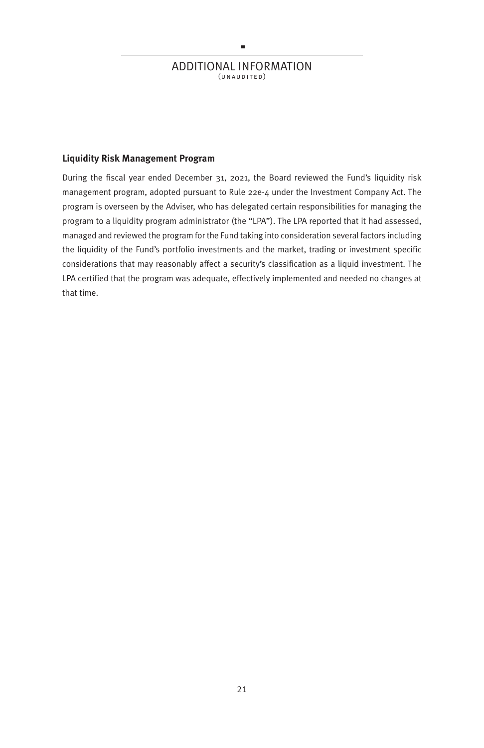# ADDITIONAL INFORMATION
(UNAUDITED)

**Liquidity Risk Management Program**

During the fiscal year ended December 31, 2021, the Board reviewed the Fund's liquidity risk management program, adopted pursuant to Rule 22e-4 under the Investment Company Act. The program is overseen by the Adviser, who has delegated certain responsibilities for managing the program to a liquidity program administrator (the "LPA"). The LPA reported that it had assessed, managed and reviewed the program for the Fund taking into consideration several factors including the liquidity of the Fund's portfolio investments and the market, trading or investment specific considerations that may reasonably affect a security's classification as a liquid investment. The LPA certified that the program was adequate, effectively implemented and needed no changes at that time.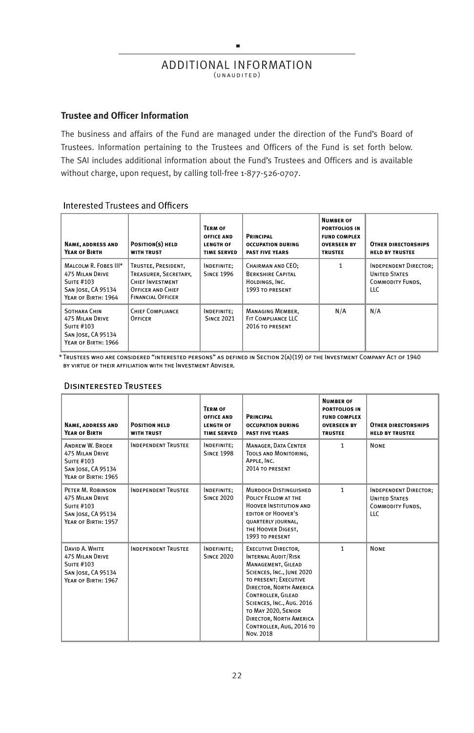# ADDITIONAL INFORMATION

(UNAUDITED)

## Trustee and Officer Information

The business and affairs of the Fund are managed under the direction of the Fund's Board of Trustees. Information pertaining to the Trustees and Officers of the Fund is set forth below. The SAI includes additional information about the Fund's Trustees and Officers and is available without charge, upon request, by calling toll-free 1-877-526-0707.

### Interested Trustees and Officers

| Name, Address and Year of Birth | Position(s) held with Trust | Term of Office and Length of Time Served | Principal Occupation During Past Five Years | Number of Portfolios in Fund Complex Overseen by Trustee | Other Directorships Held by Trustee |
|---|---|---|---|---|---|
| Malcolm R. Fobes III* 475 Milan Drive Suite #103 San Jose, CA 95134 Year of Birth: 1964 | Trustee, President, Treasurer, Secretary, Chief Investment Officer and Chief Financial Officer | Indefinite; Since 1996 | Chairman and CEO; Berkshire Capital Holdings, Inc. 1993 to present | 1 | Independent Director; United States Commodity Funds, LLC |
| Sothara Chin 475 Milan Drive Suite #103 San Jose, CA 95134 Year of Birth: 1966 | Chief Compliance Officer | Indefinite; Since 2021 | Managing Member, Fit Compliance LLC 2016 to present | N/A | N/A |

* Trustees who are considered "interested persons" as defined in Section 2(a)(19) of the Investment Company Act of 1940 by virtue of their affiliation with the Investment Adviser.

### Disinterested Trustees

| Name, Address and Year of Birth | Position held with Trust | Term of Office and Length of Time Served | Principal Occupation During Past Five Years | Number of Portfolios in Fund Complex Overseen by Trustee | Other Directorships Held by Trustee |
|---|---|---|---|---|---|
| Andrew W. Broer 475 Milan Drive Suite #103 San Jose, CA 95134 Year of Birth: 1965 | Independent Trustee | Indefinite; Since 1998 | Manager, Data Center Tools and Monitoring, Apple, Inc. 2014 to present | 1 | None |
| Peter M. Robinson 475 Milan Drive Suite #103 San Jose, CA 95134 Year of Birth: 1957 | Independent Trustee | Indefinite; Since 2020 | Murdoch Distinguished Policy Fellow at the Hoover Institution and editor of Hoover's quarterly journal, the Hoover Digest, 1993 to present | 1 | Independent Director; United States Commodity Funds, LLC |
| David A. White 475 Milan Drive Suite #103 San Jose, CA 95134 Year of Birth: 1967 | Independent Trustee | Indefinite; Since 2020 | Executive Director, Internal Audit/Risk Management, Gilead Sciences, Inc., June 2020 to present; Executive Director, North America Controller, Gilead Sciences, Inc., Aug. 2016 to May 2020, Senior Director, North America Controller, Aug, 2016 to Nov. 2018 | 1 | None |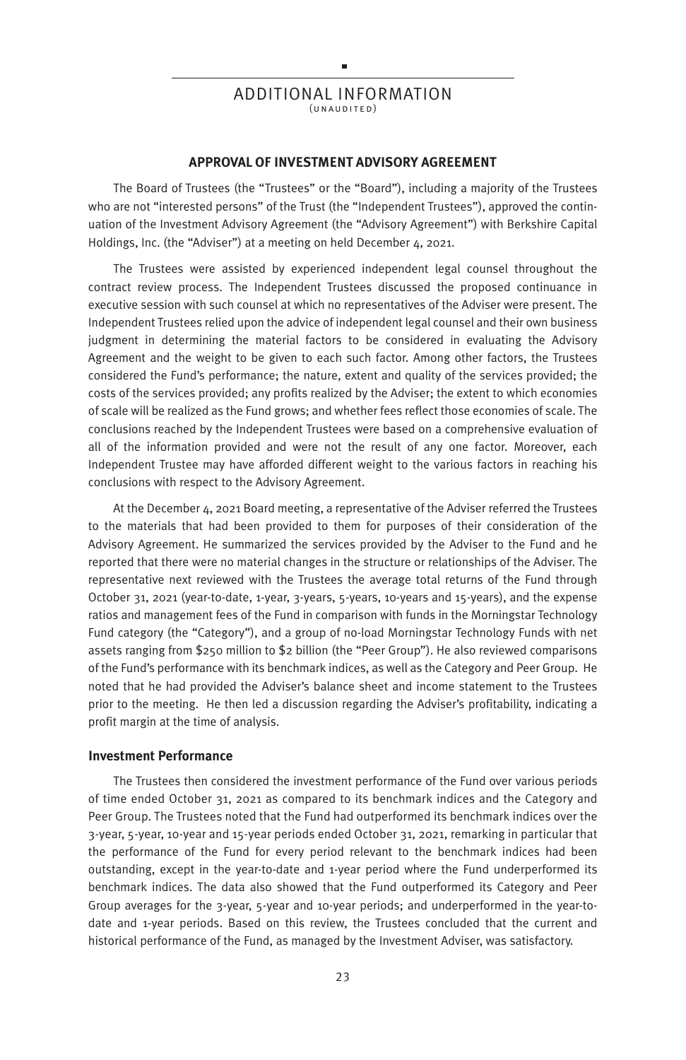## ADDITIONAL INFORMATION

(UNAUDITED)

### APPROVAL OF INVESTMENT ADVISORY AGREEMENT

The Board of Trustees (the "Trustees" or the "Board"), including a majority of the Trustees who are not "interested persons" of the Trust (the "Independent Trustees"), approved the continuation of the Investment Advisory Agreement (the "Advisory Agreement") with Berkshire Capital Holdings, Inc. (the "Adviser") at a meeting on held December 4, 2021.

The Trustees were assisted by experienced independent legal counsel throughout the contract review process. The Independent Trustees discussed the proposed continuance in executive session with such counsel at which no representatives of the Adviser were present. The Independent Trustees relied upon the advice of independent legal counsel and their own business judgment in determining the material factors to be considered in evaluating the Advisory Agreement and the weight to be given to each such factor. Among other factors, the Trustees considered the Fund's performance; the nature, extent and quality of the services provided; the costs of the services provided; any profits realized by the Adviser; the extent to which economies of scale will be realized as the Fund grows; and whether fees reflect those economies of scale. The conclusions reached by the Independent Trustees were based on a comprehensive evaluation of all of the information provided and were not the result of any one factor. Moreover, each Independent Trustee may have afforded different weight to the various factors in reaching his conclusions with respect to the Advisory Agreement.

At the December 4, 2021 Board meeting, a representative of the Adviser referred the Trustees to the materials that had been provided to them for purposes of their consideration of the Advisory Agreement. He summarized the services provided by the Adviser to the Fund and he reported that there were no material changes in the structure or relationships of the Adviser. The representative next reviewed with the Trustees the average total returns of the Fund through October 31, 2021 (year-to-date, 1-year, 3-years, 5-years, 10-years and 15-years), and the expense ratios and management fees of the Fund in comparison with funds in the Morningstar Technology Fund category (the "Category"), and a group of no-load Morningstar Technology Funds with net assets ranging from $250 million to $2 billion (the "Peer Group"). He also reviewed comparisons of the Fund's performance with its benchmark indices, as well as the Category and Peer Group. He noted that he had provided the Adviser's balance sheet and income statement to the Trustees prior to the meeting. He then led a discussion regarding the Adviser's profitability, indicating a profit margin at the time of analysis.

**Investment Performance**

The Trustees then considered the investment performance of the Fund over various periods of time ended October 31, 2021 as compared to its benchmark indices and the Category and Peer Group. The Trustees noted that the Fund had outperformed its benchmark indices over the 3-year, 5-year, 10-year and 15-year periods ended October 31, 2021, remarking in particular that the performance of the Fund for every period relevant to the benchmark indices had been outstanding, except in the year-to-date and 1-year period where the Fund underperformed its benchmark indices. The data also showed that the Fund outperformed its Category and Peer Group averages for the 3-year, 5-year and 10-year periods; and underperformed in the year-to-date and 1-year periods. Based on this review, the Trustees concluded that the current and historical performance of the Fund, as managed by the Investment Adviser, was satisfactory.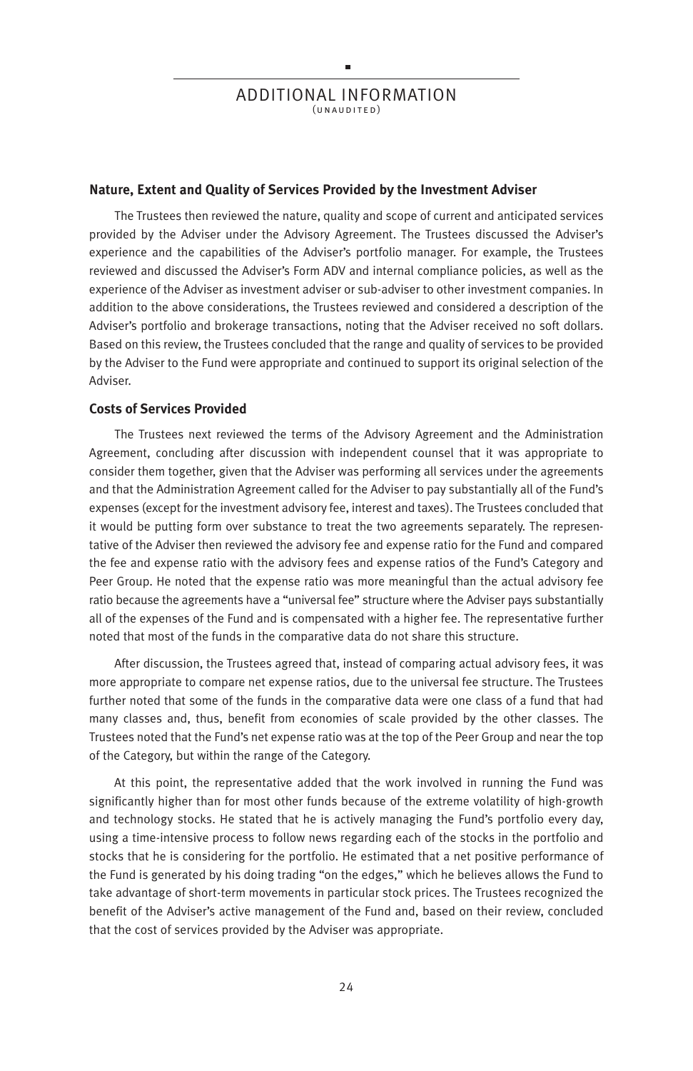## ADDITIONAL INFORMATION
(UNAUDITED)

### Nature, Extent and Quality of Services Provided by the Investment Adviser

The Trustees then reviewed the nature, quality and scope of current and anticipated services provided by the Adviser under the Advisory Agreement. The Trustees discussed the Adviser's experience and the capabilities of the Adviser's portfolio manager. For example, the Trustees reviewed and discussed the Adviser's Form ADV and internal compliance policies, as well as the experience of the Adviser as investment adviser or sub-adviser to other investment companies. In addition to the above considerations, the Trustees reviewed and considered a description of the Adviser's portfolio and brokerage transactions, noting that the Adviser received no soft dollars. Based on this review, the Trustees concluded that the range and quality of services to be provided by the Adviser to the Fund were appropriate and continued to support its original selection of the Adviser.

### Costs of Services Provided

The Trustees next reviewed the terms of the Advisory Agreement and the Administration Agreement, concluding after discussion with independent counsel that it was appropriate to consider them together, given that the Adviser was performing all services under the agreements and that the Administration Agreement called for the Adviser to pay substantially all of the Fund's expenses (except for the investment advisory fee, interest and taxes). The Trustees concluded that it would be putting form over substance to treat the two agreements separately. The representative of the Adviser then reviewed the advisory fee and expense ratio for the Fund and compared the fee and expense ratio with the advisory fees and expense ratios of the Fund's Category and Peer Group. He noted that the expense ratio was more meaningful than the actual advisory fee ratio because the agreements have a "universal fee" structure where the Adviser pays substantially all of the expenses of the Fund and is compensated with a higher fee. The representative further noted that most of the funds in the comparative data do not share this structure.

After discussion, the Trustees agreed that, instead of comparing actual advisory fees, it was more appropriate to compare net expense ratios, due to the universal fee structure. The Trustees further noted that some of the funds in the comparative data were one class of a fund that had many classes and, thus, benefit from economies of scale provided by the other classes. The Trustees noted that the Fund's net expense ratio was at the top of the Peer Group and near the top of the Category, but within the range of the Category.

At this point, the representative added that the work involved in running the Fund was significantly higher than for most other funds because of the extreme volatility of high-growth and technology stocks. He stated that he is actively managing the Fund's portfolio every day, using a time-intensive process to follow news regarding each of the stocks in the portfolio and stocks that he is considering for the portfolio. He estimated that a net positive performance of the Fund is generated by his doing trading "on the edges," which he believes allows the Fund to take advantage of short-term movements in particular stock prices. The Trustees recognized the benefit of the Adviser's active management of the Fund and, based on their review, concluded that the cost of services provided by the Adviser was appropriate.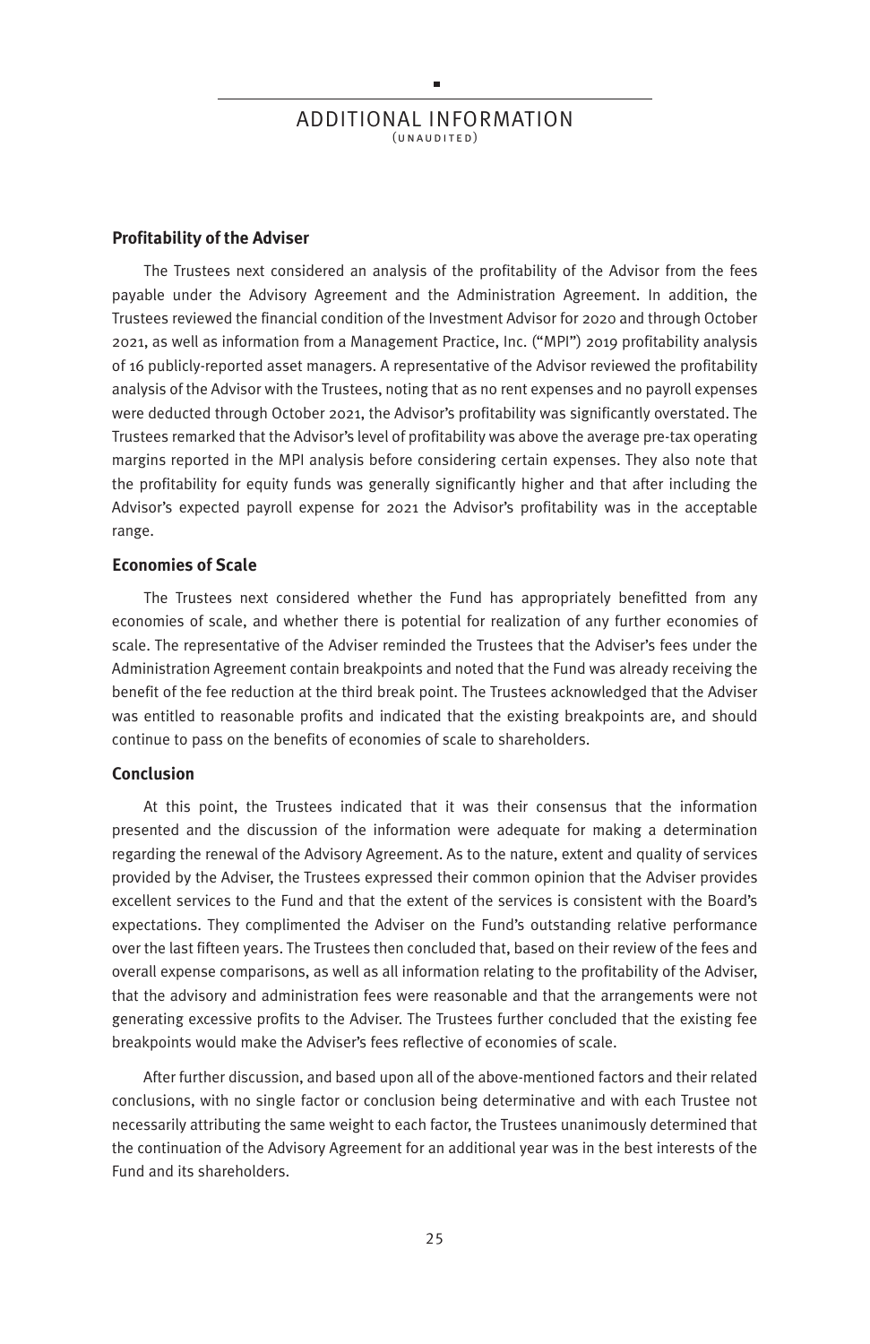## ADDITIONAL INFORMATION

(UNAUDITED)

**Profitability of the Adviser**

The Trustees next considered an analysis of the profitability of the Advisor from the fees payable under the Advisory Agreement and the Administration Agreement. In addition, the Trustees reviewed the financial condition of the Investment Advisor for 2020 and through October 2021, as well as information from a Management Practice, Inc. ("MPI") 2019 profitability analysis of 16 publicly-reported asset managers. A representative of the Advisor reviewed the profitability analysis of the Advisor with the Trustees, noting that as no rent expenses and no payroll expenses were deducted through October 2021, the Advisor's profitability was significantly overstated. The Trustees remarked that the Advisor's level of profitability was above the average pre-tax operating margins reported in the MPI analysis before considering certain expenses. They also note that the profitability for equity funds was generally significantly higher and that after including the Advisor's expected payroll expense for 2021 the Advisor's profitability was in the acceptable range.

**Economies of Scale**

The Trustees next considered whether the Fund has appropriately benefitted from any economies of scale, and whether there is potential for realization of any further economies of scale. The representative of the Adviser reminded the Trustees that the Adviser's fees under the Administration Agreement contain breakpoints and noted that the Fund was already receiving the benefit of the fee reduction at the third break point. The Trustees acknowledged that the Adviser was entitled to reasonable profits and indicated that the existing breakpoints are, and should continue to pass on the benefits of economies of scale to shareholders.

**Conclusion**

At this point, the Trustees indicated that it was their consensus that the information presented and the discussion of the information were adequate for making a determination regarding the renewal of the Advisory Agreement. As to the nature, extent and quality of services provided by the Adviser, the Trustees expressed their common opinion that the Adviser provides excellent services to the Fund and that the extent of the services is consistent with the Board's expectations. They complimented the Adviser on the Fund's outstanding relative performance over the last fifteen years. The Trustees then concluded that, based on their review of the fees and overall expense comparisons, as well as all information relating to the profitability of the Adviser, that the advisory and administration fees were reasonable and that the arrangements were not generating excessive profits to the Adviser. The Trustees further concluded that the existing fee breakpoints would make the Adviser's fees reflective of economies of scale.

After further discussion, and based upon all of the above-mentioned factors and their related conclusions, with no single factor or conclusion being determinative and with each Trustee not necessarily attributing the same weight to each factor, the Trustees unanimously determined that the continuation of the Advisory Agreement for an additional year was in the best interests of the Fund and its shareholders.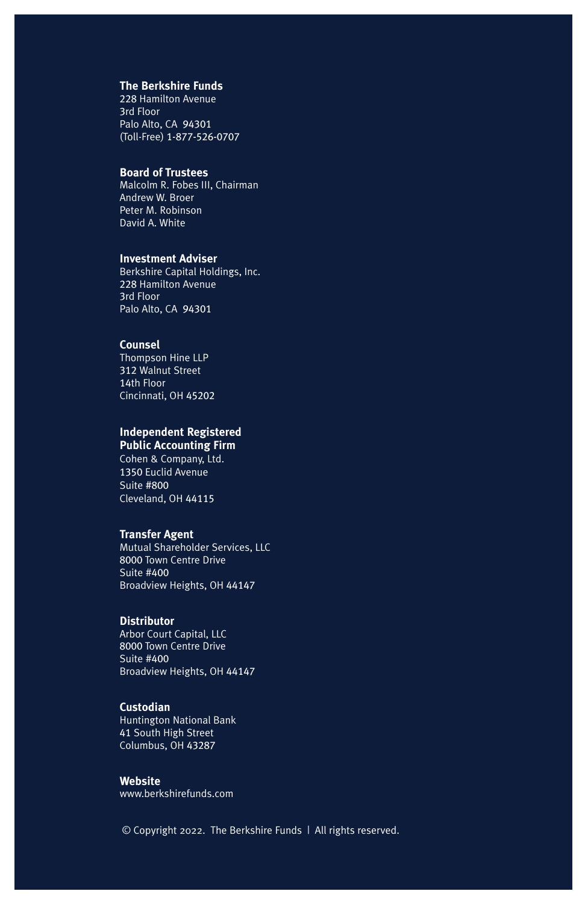**The Berkshire Funds**
228 Hamilton Avenue
3rd Floor
Palo Alto, CA 94301
(Toll-Free) 1-877-526-0707

**Board of Trustees**
Malcolm R. Fobes III, Chairman
Andrew W. Broer
Peter M. Robinson
David A. White

**Investment Adviser**
Berkshire Capital Holdings, Inc.
228 Hamilton Avenue
3rd Floor
Palo Alto, CA 94301

**Counsel**
Thompson Hine LLP
312 Walnut Street
14th Floor
Cincinnati, OH 45202

**Independent Registered Public Accounting Firm**
Cohen & Company, Ltd.
1350 Euclid Avenue
Suite #800
Cleveland, OH 44115

**Transfer Agent**
Mutual Shareholder Services, LLC
8000 Town Centre Drive
Suite #400
Broadview Heights, OH 44147

**Distributor**
Arbor Court Capital, LLC
8000 Town Centre Drive
Suite #400
Broadview Heights, OH 44147

**Custodian**
Huntington National Bank
41 South High Street
Columbus, OH 43287

**Website**
www.berkshirefunds.com

© Copyright 2022. The Berkshire Funds | All rights reserved.